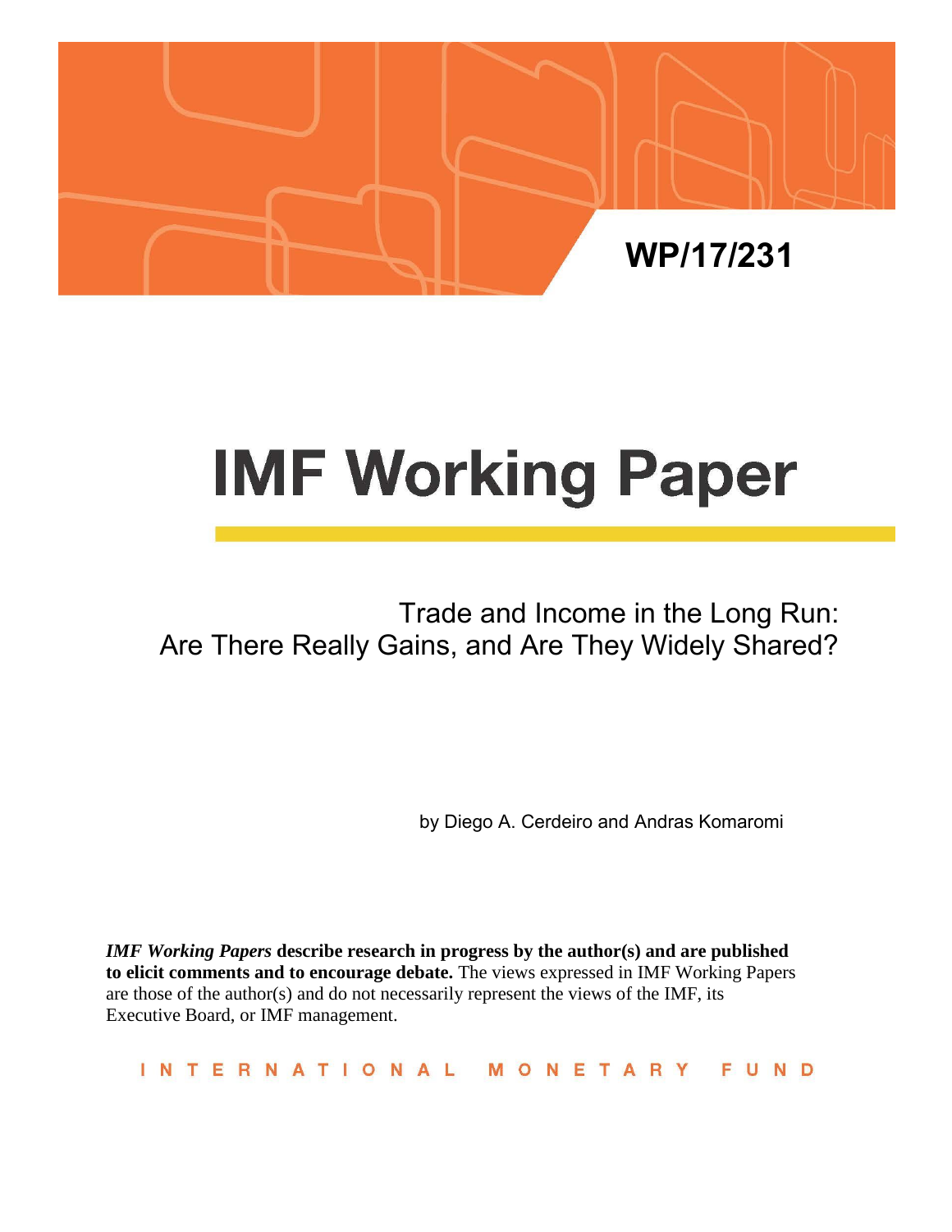WP/17/231

# IMF Working Paper

## Trade and Income in the Long Run: Are There Really Gains, and Are They Widely Shared?

by Diego A. Cerdeiro and Andras Komaromi

***IMF Working Papers*** **describe research in progress by the author(s) and are published to elicit comments and to encourage debate.** The views expressed in IMF Working Papers are those of the author(s) and do not necessarily represent the views of the IMF, its Executive Board, or IMF management.

INTERNATIONAL MONETARY FUND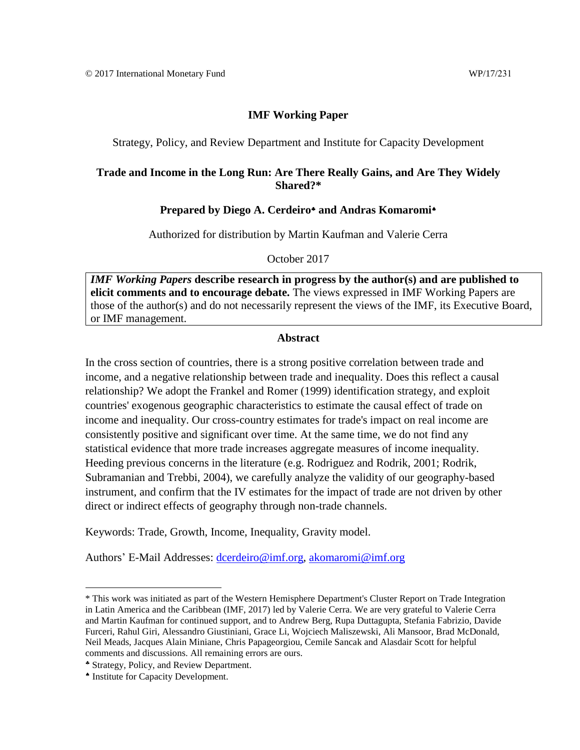© 2017 International Monetary Fund WP/17/231

**IMF Working Paper**

Strategy, Policy, and Review Department and Institute for Capacity Development

# Trade and Income in the Long Run: Are There Really Gains, and Are They Widely Shared?*

**Prepared by Diego A. Cerdeiro[♣] and Andras Komaromi[♠]**

Authorized for distribution by Martin Kaufman and Valerie Cerra

October 2017

***IMF Working Papers* describe research in progress by the author(s) and are published to elicit comments and to encourage debate.** The views expressed in IMF Working Papers are those of the author(s) and do not necessarily represent the views of the IMF, its Executive Board, or IMF management.

## Abstract

In the cross section of countries, there is a strong positive correlation between trade and income, and a negative relationship between trade and inequality. Does this reflect a causal relationship? We adopt the Frankel and Romer (1999) identification strategy, and exploit countries' exogenous geographic characteristics to estimate the causal effect of trade on income and inequality. Our cross-country estimates for trade's impact on real income are consistently positive and significant over time. At the same time, we do not find any statistical evidence that more trade increases aggregate measures of income inequality. Heeding previous concerns in the literature (e.g. Rodriguez and Rodrik, 2001; Rodrik, Subramanian and Trebbi, 2004), we carefully analyze the validity of our geography-based instrument, and confirm that the IV estimates for the impact of trade are not driven by other direct or indirect effects of geography through non-trade channels.

Keywords: Trade, Growth, Income, Inequality, Gravity model.

Authors' E-Mail Addresses: dcerdeiro@imf.org, akomaromi@imf.org

---

* This work was initiated as part of the Western Hemisphere Department's Cluster Report on Trade Integration in Latin America and the Caribbean (IMF, 2017) led by Valerie Cerra. We are very grateful to Valerie Cerra and Martin Kaufman for continued support, and to Andrew Berg, Rupa Duttagupta, Stefania Fabrizio, Davide Furceri, Rahul Giri, Alessandro Giustiniani, Grace Li, Wojciech Maliszewski, Ali Mansoor, Brad McDonald, Neil Meads, Jacques Alain Miniane, Chris Papageorgiou, Cemile Sancak and Alasdair Scott for helpful comments and discussions. All remaining errors are ours.

[♣] Strategy, Policy, and Review Department.

[♠] Institute for Capacity Development.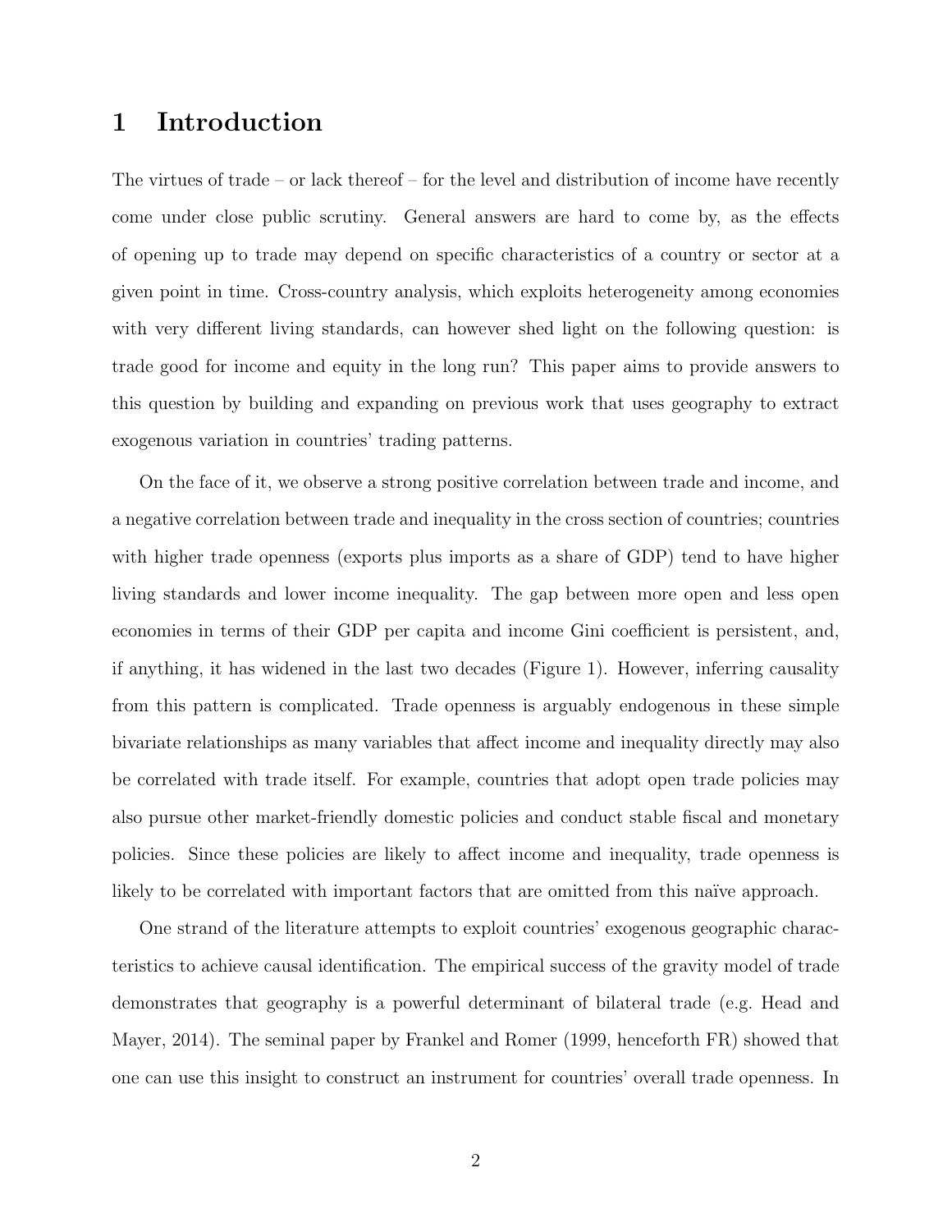# 1 Introduction

The virtues of trade – or lack thereof – for the level and distribution of income have recently come under close public scrutiny. General answers are hard to come by, as the effects of opening up to trade may depend on specific characteristics of a country or sector at a given point in time. Cross-country analysis, which exploits heterogeneity among economies with very different living standards, can however shed light on the following question: is trade good for income and equity in the long run? This paper aims to provide answers to this question by building and expanding on previous work that uses geography to extract exogenous variation in countries' trading patterns.

On the face of it, we observe a strong positive correlation between trade and income, and a negative correlation between trade and inequality in the cross section of countries; countries with higher trade openness (exports plus imports as a share of GDP) tend to have higher living standards and lower income inequality. The gap between more open and less open economies in terms of their GDP per capita and income Gini coefficient is persistent, and, if anything, it has widened in the last two decades (Figure 1). However, inferring causality from this pattern is complicated. Trade openness is arguably endogenous in these simple bivariate relationships as many variables that affect income and inequality directly may also be correlated with trade itself. For example, countries that adopt open trade policies may also pursue other market-friendly domestic policies and conduct stable fiscal and monetary policies. Since these policies are likely to affect income and inequality, trade openness is likely to be correlated with important factors that are omitted from this naïve approach.

One strand of the literature attempts to exploit countries' exogenous geographic characteristics to achieve causal identification. The empirical success of the gravity model of trade demonstrates that geography is a powerful determinant of bilateral trade (e.g. Head and Mayer, 2014). The seminal paper by Frankel and Romer (1999, henceforth FR) showed that one can use this insight to construct an instrument for countries' overall trade openness. In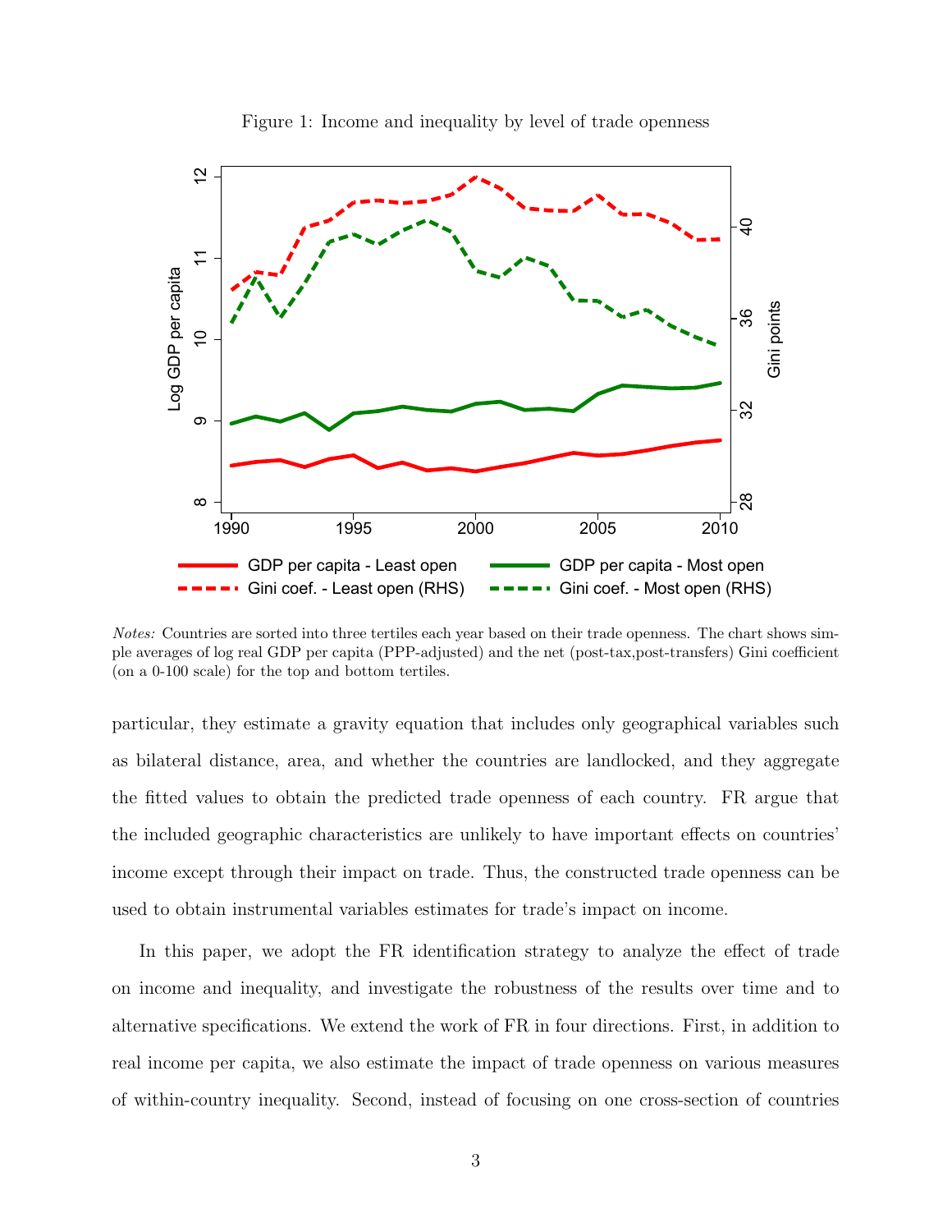Figure 1: Income and inequality by level of trade openness

*Notes:* Countries are sorted into three tertiles each year based on their trade openness. The chart shows simple averages of log real GDP per capita (PPP-adjusted) and the net (post-tax,post-transfers) Gini coefficient (on a 0-100 scale) for the top and bottom tertiles.

particular, they estimate a gravity equation that includes only geographical variables such as bilateral distance, area, and whether the countries are landlocked, and they aggregate the fitted values to obtain the predicted trade openness of each country. FR argue that the included geographic characteristics are unlikely to have important effects on countries' income except through their impact on trade. Thus, the constructed trade openness can be used to obtain instrumental variables estimates for trade's impact on income.

In this paper, we adopt the FR identification strategy to analyze the effect of trade on income and inequality, and investigate the robustness of the results over time and to alternative specifications. We extend the work of FR in four directions. First, in addition to real income per capita, we also estimate the impact of trade openness on various measures of within-country inequality. Second, instead of focusing on one cross-section of countries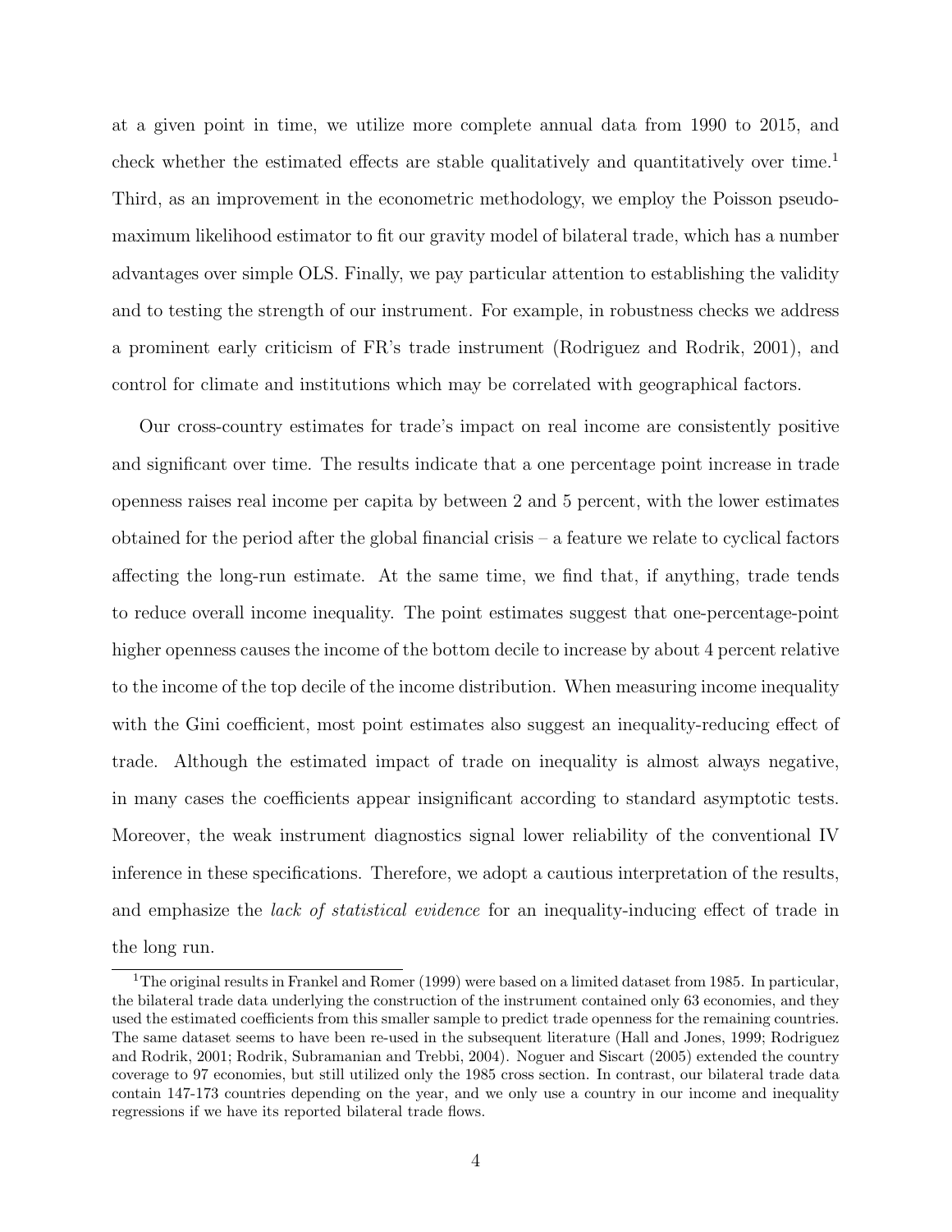at a given point in time, we utilize more complete annual data from 1990 to 2015, and check whether the estimated effects are stable qualitatively and quantitatively over time.[1] Third, as an improvement in the econometric methodology, we employ the Poisson pseudo-maximum likelihood estimator to fit our gravity model of bilateral trade, which has a number advantages over simple OLS. Finally, we pay particular attention to establishing the validity and to testing the strength of our instrument. For example, in robustness checks we address a prominent early criticism of FR's trade instrument (Rodriguez and Rodrik, 2001), and control for climate and institutions which may be correlated with geographical factors.

Our cross-country estimates for trade's impact on real income are consistently positive and significant over time. The results indicate that a one percentage point increase in trade openness raises real income per capita by between 2 and 5 percent, with the lower estimates obtained for the period after the global financial crisis – a feature we relate to cyclical factors affecting the long-run estimate. At the same time, we find that, if anything, trade tends to reduce overall income inequality. The point estimates suggest that one-percentage-point higher openness causes the income of the bottom decile to increase by about 4 percent relative to the income of the top decile of the income distribution. When measuring income inequality with the Gini coefficient, most point estimates also suggest an inequality-reducing effect of trade. Although the estimated impact of trade on inequality is almost always negative, in many cases the coefficients appear insignificant according to standard asymptotic tests. Moreover, the weak instrument diagnostics signal lower reliability of the conventional IV inference in these specifications. Therefore, we adopt a cautious interpretation of the results, and emphasize the *lack of statistical evidence* for an inequality-inducing effect of trade in the long run.

[1] The original results in Frankel and Romer (1999) were based on a limited dataset from 1985. In particular, the bilateral trade data underlying the construction of the instrument contained only 63 economies, and they used the estimated coefficients from this smaller sample to predict trade openness for the remaining countries. The same dataset seems to have been re-used in the subsequent literature (Hall and Jones, 1999; Rodriguez and Rodrik, 2001; Rodrik, Subramanian and Trebbi, 2004). Noguer and Siscart (2005) extended the country coverage to 97 economies, but still utilized only the 1985 cross section. In contrast, our bilateral trade data contain 147-173 countries depending on the year, and we only use a country in our income and inequality regressions if we have its reported bilateral trade flows.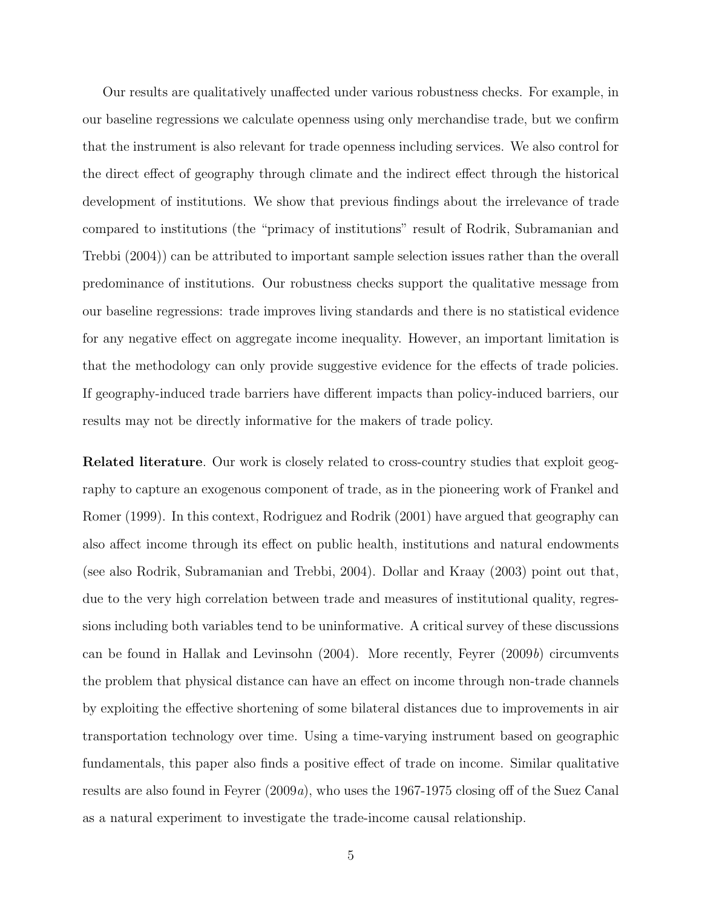Our results are qualitatively unaffected under various robustness checks. For example, in our baseline regressions we calculate openness using only merchandise trade, but we confirm that the instrument is also relevant for trade openness including services. We also control for the direct effect of geography through climate and the indirect effect through the historical development of institutions. We show that previous findings about the irrelevance of trade compared to institutions (the "primacy of institutions" result of Rodrik, Subramanian and Trebbi (2004)) can be attributed to important sample selection issues rather than the overall predominance of institutions. Our robustness checks support the qualitative message from our baseline regressions: trade improves living standards and there is no statistical evidence for any negative effect on aggregate income inequality. However, an important limitation is that the methodology can only provide suggestive evidence for the effects of trade policies. If geography-induced trade barriers have different impacts than policy-induced barriers, our results may not be directly informative for the makers of trade policy.

**Related literature**. Our work is closely related to cross-country studies that exploit geography to capture an exogenous component of trade, as in the pioneering work of Frankel and Romer (1999). In this context, Rodriguez and Rodrik (2001) have argued that geography can also affect income through its effect on public health, institutions and natural endowments (see also Rodrik, Subramanian and Trebbi, 2004). Dollar and Kraay (2003) point out that, due to the very high correlation between trade and measures of institutional quality, regressions including both variables tend to be uninformative. A critical survey of these discussions can be found in Hallak and Levinsohn (2004). More recently, Feyrer (2009*b*) circumvents the problem that physical distance can have an effect on income through non-trade channels by exploiting the effective shortening of some bilateral distances due to improvements in air transportation technology over time. Using a time-varying instrument based on geographic fundamentals, this paper also finds a positive effect of trade on income. Similar qualitative results are also found in Feyrer (2009*a*), who uses the 1967-1975 closing off of the Suez Canal as a natural experiment to investigate the trade-income causal relationship.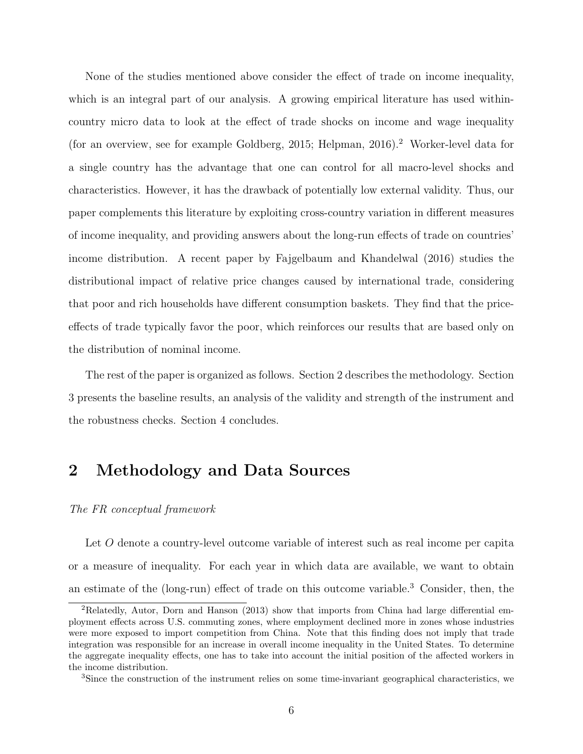None of the studies mentioned above consider the effect of trade on income inequality, which is an integral part of our analysis. A growing empirical literature has used within-country micro data to look at the effect of trade shocks on income and wage inequality (for an overview, see for example Goldberg, 2015; Helpman, 2016).[2] Worker-level data for a single country has the advantage that one can control for all macro-level shocks and characteristics. However, it has the drawback of potentially low external validity. Thus, our paper complements this literature by exploiting cross-country variation in different measures of income inequality, and providing answers about the long-run effects of trade on countries' income distribution. A recent paper by Fajgelbaum and Khandelwal (2016) studies the distributional impact of relative price changes caused by international trade, considering that poor and rich households have different consumption baskets. They find that the price-effects of trade typically favor the poor, which reinforces our results that are based only on the distribution of nominal income.

The rest of the paper is organized as follows. Section 2 describes the methodology. Section 3 presents the baseline results, an analysis of the validity and strength of the instrument and the robustness checks. Section 4 concludes.

## 2 Methodology and Data Sources

*The FR conceptual framework*

Let $O$ denote a country-level outcome variable of interest such as real income per capita or a measure of inequality. For each year in which data are available, we want to obtain an estimate of the (long-run) effect of trade on this outcome variable.[3] Consider, then, the

[2] Relatedly, Autor, Dorn and Hanson (2013) show that imports from China had large differential employment effects across U.S. commuting zones, where employment declined more in zones whose industries were more exposed to import competition from China. Note that this finding does not imply that trade integration was responsible for an increase in overall income inequality in the United States. To determine the aggregate inequality effects, one has to take into account the initial position of the affected workers in the income distribution.

[3] Since the construction of the instrument relies on some time-invariant geographical characteristics, we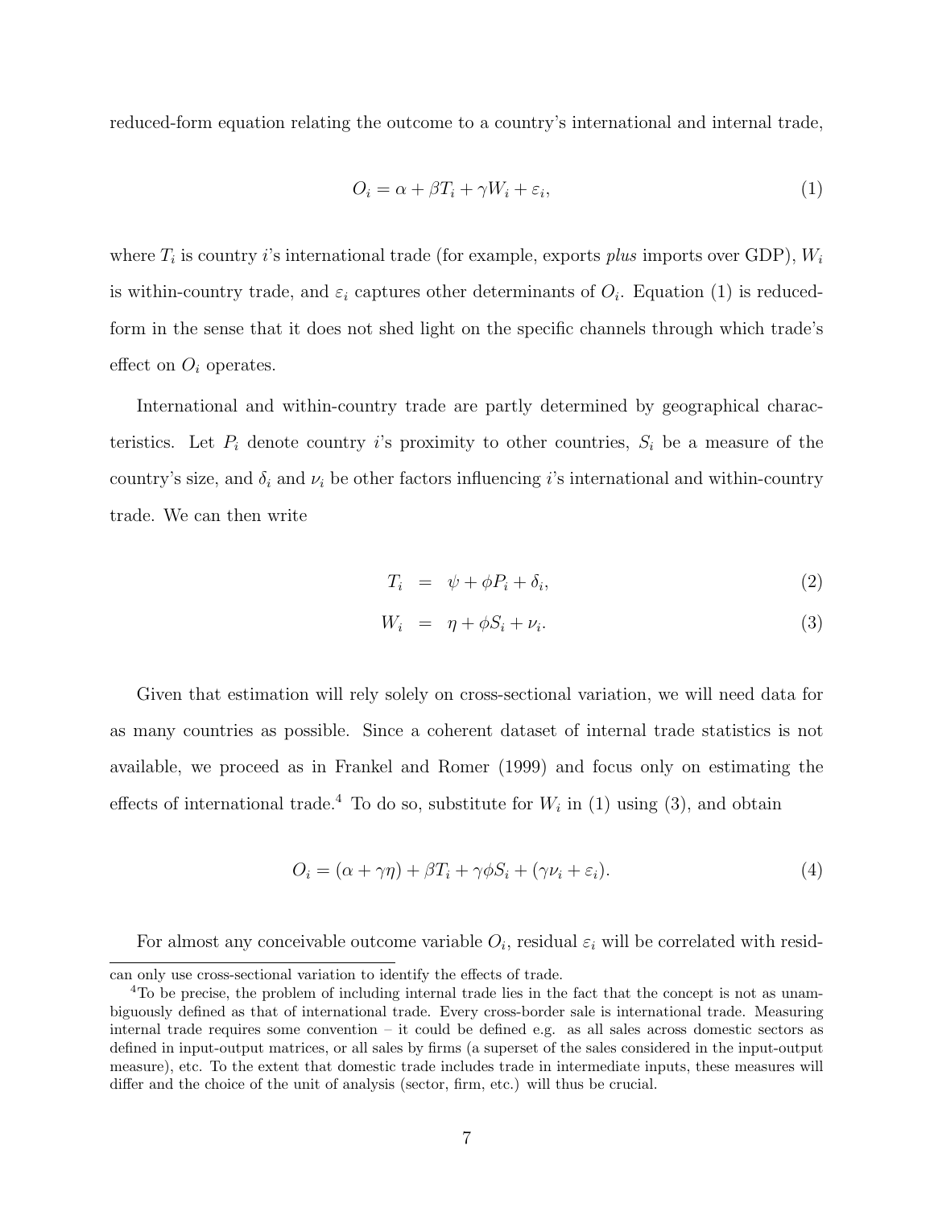reduced-form equation relating the outcome to a country's international and internal trade,

$$O_i = \alpha + \beta T_i + \gamma W_i + \varepsilon_i, \tag{1}$$

where $T_i$ is country $i$'s international trade (for example, exports *plus* imports over GDP), $W_i$ is within-country trade, and $\varepsilon_i$ captures other determinants of $O_i$. Equation (1) is reduced-form in the sense that it does not shed light on the specific channels through which trade's effect on $O_i$ operates.

International and within-country trade are partly determined by geographical characteristics. Let $P_i$ denote country $i$'s proximity to other countries, $S_i$ be a measure of the country's size, and $\delta_i$ and $\nu_i$ be other factors influencing $i$'s international and within-country trade. We can then write

$$T_i = \psi + \phi P_i + \delta_i, \tag{2}$$

$$W_i = \eta + \phi S_i + \nu_i. \tag{3}$$

Given that estimation will rely solely on cross-sectional variation, we will need data for as many countries as possible. Since a coherent dataset of internal trade statistics is not available, we proceed as in Frankel and Romer (1999) and focus only on estimating the effects of international trade.[4] To do so, substitute for $W_i$ in (1) using (3), and obtain

$$O_i = (\alpha + \gamma\eta) + \beta T_i + \gamma\phi S_i + (\gamma\nu_i + \varepsilon_i). \tag{4}$$

For almost any conceivable outcome variable $O_i$, residual $\varepsilon_i$ will be correlated with resid-

can only use cross-sectional variation to identify the effects of trade.

[4] To be precise, the problem of including internal trade lies in the fact that the concept is not as unambiguously defined as that of international trade. Every cross-border sale is international trade. Measuring internal trade requires some convention – it could be defined e.g. as all sales across domestic sectors as defined in input-output matrices, or all sales by firms (a superset of the sales considered in the input-output measure), etc. To the extent that domestic trade includes trade in intermediate inputs, these measures will differ and the choice of the unit of analysis (sector, firm, etc.) will thus be crucial.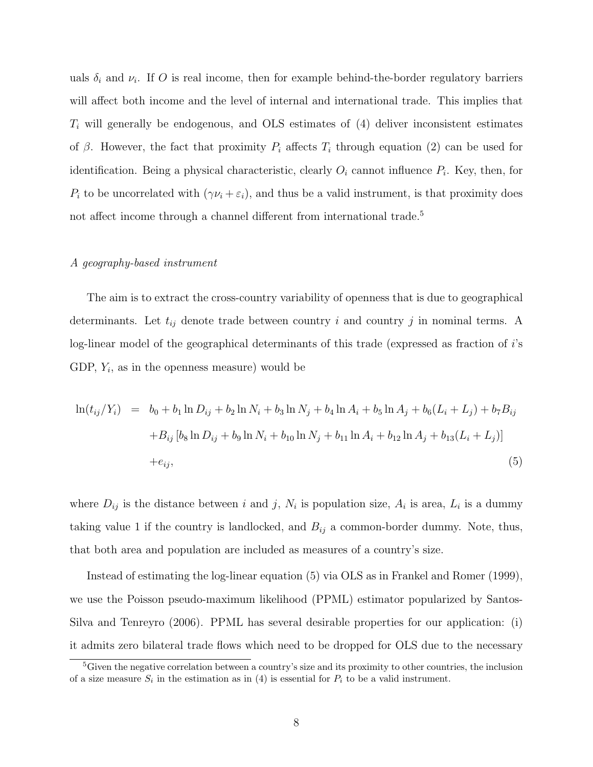uals $\delta_i$ and $\nu_i$. If $O$ is real income, then for example behind-the-border regulatory barriers will affect both income and the level of internal and international trade. This implies that $T_i$ will generally be endogenous, and OLS estimates of (4) deliver inconsistent estimates of $\beta$. However, the fact that proximity $P_i$ affects $T_i$ through equation (2) can be used for identification. Being a physical characteristic, clearly $O_i$ cannot influence $P_i$. Key, then, for $P_i$ to be uncorrelated with $(\gamma\nu_i + \varepsilon_i)$, and thus be a valid instrument, is that proximity does not affect income through a channel different from international trade.[5]

*A geography-based instrument*

The aim is to extract the cross-country variability of openness that is due to geographical determinants. Let $t_{ij}$ denote trade between country $i$ and country $j$ in nominal terms. A log-linear model of the geographical determinants of this trade (expressed as fraction of $i$'s GDP, $Y_i$, as in the openness measure) would be

$$
\begin{aligned}
\ln(t_{ij}/Y_i) \;=\;& b_0 + b_1 \ln D_{ij} + b_2 \ln N_i + b_3 \ln N_j + b_4 \ln A_i + b_5 \ln A_j + b_6(L_i + L_j) + b_7 B_{ij} \\
&+ B_{ij}\left[b_8 \ln D_{ij} + b_9 \ln N_i + b_{10} \ln N_j + b_{11} \ln A_i + b_{12} \ln A_j + b_{13}(L_i + L_j)\right] \\
&+ e_{ij}, \qquad (5)
\end{aligned}
$$

where $D_{ij}$ is the distance between $i$ and $j$, $N_i$ is population size, $A_i$ is area, $L_i$ is a dummy taking value 1 if the country is landlocked, and $B_{ij}$ a common-border dummy. Note, thus, that both area and population are included as measures of a country's size.

Instead of estimating the log-linear equation (5) via OLS as in Frankel and Romer (1999), we use the Poisson pseudo-maximum likelihood (PPML) estimator popularized by Santos-Silva and Tenreyro (2006). PPML has several desirable properties for our application: (i) it admits zero bilateral trade flows which need to be dropped for OLS due to the necessary

[5] Given the negative correlation between a country's size and its proximity to other countries, the inclusion of a size measure $S_i$ in the estimation as in (4) is essential for $P_i$ to be a valid instrument.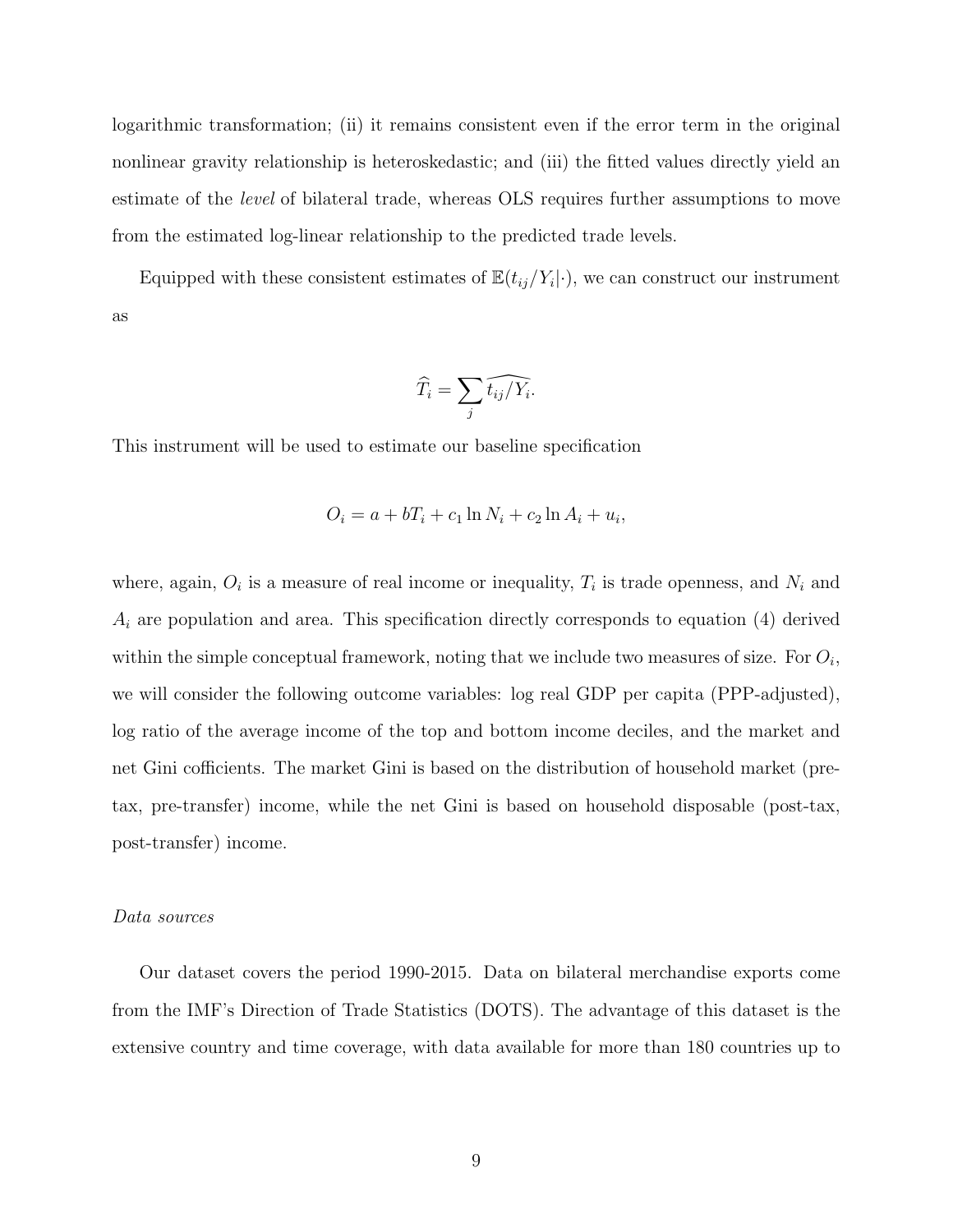logarithmic transformation; (ii) it remains consistent even if the error term in the original nonlinear gravity relationship is heteroskedastic; and (iii) the fitted values directly yield an estimate of the *level* of bilateral trade, whereas OLS requires further assumptions to move from the estimated log-linear relationship to the predicted trade levels.

Equipped with these consistent estimates of $\mathbb{E}(t_{ij}/Y_i|\cdot)$, we can construct our instrument as

$$\widehat{T}_i = \sum_j \widehat{t_{ij}/Y_i}.$$

This instrument will be used to estimate our baseline specification

$$O_i = a + bT_i + c_1 \ln N_i + c_2 \ln A_i + u_i,$$

where, again, $O_i$ is a measure of real income or inequality, $T_i$ is trade openness, and $N_i$ and $A_i$ are population and area. This specification directly corresponds to equation (4) derived within the simple conceptual framework, noting that we include two measures of size. For $O_i$, we will consider the following outcome variables: log real GDP per capita (PPP-adjusted), log ratio of the average income of the top and bottom income deciles, and the market and net Gini coefficients. The market Gini is based on the distribution of household market (pre-tax, pre-transfer) income, while the net Gini is based on household disposable (post-tax, post-transfer) income.

*Data sources*

Our dataset covers the period 1990-2015. Data on bilateral merchandise exports come from the IMF's Direction of Trade Statistics (DOTS). The advantage of this dataset is the extensive country and time coverage, with data available for more than 180 countries up to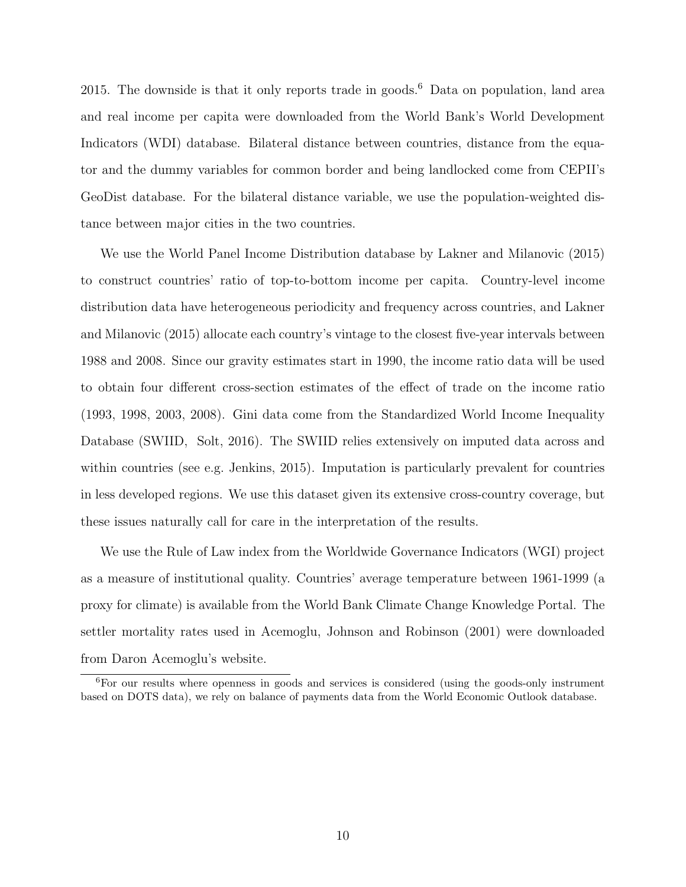2015. The downside is that it only reports trade in goods.[6] Data on population, land area and real income per capita were downloaded from the World Bank's World Development Indicators (WDI) database. Bilateral distance between countries, distance from the equator and the dummy variables for common border and being landlocked come from CEPII's GeoDist database. For the bilateral distance variable, we use the population-weighted distance between major cities in the two countries.

We use the World Panel Income Distribution database by Lakner and Milanovic (2015) to construct countries' ratio of top-to-bottom income per capita. Country-level income distribution data have heterogeneous periodicity and frequency across countries, and Lakner and Milanovic (2015) allocate each country's vintage to the closest five-year intervals between 1988 and 2008. Since our gravity estimates start in 1990, the income ratio data will be used to obtain four different cross-section estimates of the effect of trade on the income ratio (1993, 1998, 2003, 2008). Gini data come from the Standardized World Income Inequality Database (SWIID, Solt, 2016). The SWIID relies extensively on imputed data across and within countries (see e.g. Jenkins, 2015). Imputation is particularly prevalent for countries in less developed regions. We use this dataset given its extensive cross-country coverage, but these issues naturally call for care in the interpretation of the results.

We use the Rule of Law index from the Worldwide Governance Indicators (WGI) project as a measure of institutional quality. Countries' average temperature between 1961-1999 (a proxy for climate) is available from the World Bank Climate Change Knowledge Portal. The settler mortality rates used in Acemoglu, Johnson and Robinson (2001) were downloaded from Daron Acemoglu's website.

[6] For our results where openness in goods and services is considered (using the goods-only instrument based on DOTS data), we rely on balance of payments data from the World Economic Outlook database.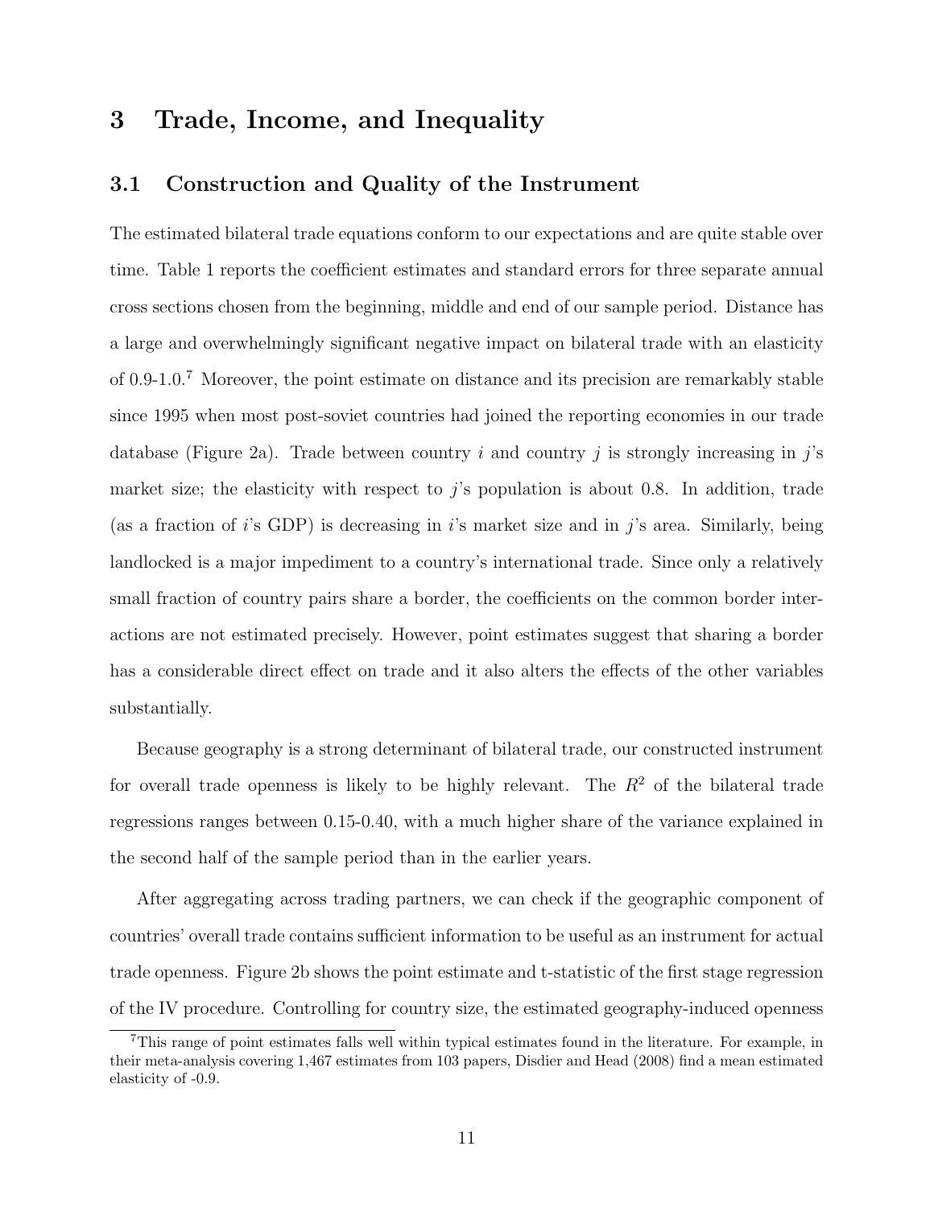# 3 Trade, Income, and Inequality

## 3.1 Construction and Quality of the Instrument

The estimated bilateral trade equations conform to our expectations and are quite stable over time. Table 1 reports the coefficient estimates and standard errors for three separate annual cross sections chosen from the beginning, middle and end of our sample period. Distance has a large and overwhelmingly significant negative impact on bilateral trade with an elasticity of 0.9-1.0.[7] Moreover, the point estimate on distance and its precision are remarkably stable since 1995 when most post-soviet countries had joined the reporting economies in our trade database (Figure 2a). Trade between country $i$ and country $j$ is strongly increasing in $j$'s market size; the elasticity with respect to $j$'s population is about 0.8. In addition, trade (as a fraction of $i$'s GDP) is decreasing in $i$'s market size and in $j$'s area. Similarly, being landlocked is a major impediment to a country's international trade. Since only a relatively small fraction of country pairs share a border, the coefficients on the common border interactions are not estimated precisely. However, point estimates suggest that sharing a border has a considerable direct effect on trade and it also alters the effects of the other variables substantially.

Because geography is a strong determinant of bilateral trade, our constructed instrument for overall trade openness is likely to be highly relevant. The $R^2$ of the bilateral trade regressions ranges between 0.15-0.40, with a much higher share of the variance explained in the second half of the sample period than in the earlier years.

After aggregating across trading partners, we can check if the geographic component of countries' overall trade contains sufficient information to be useful as an instrument for actual trade openness. Figure 2b shows the point estimate and t-statistic of the first stage regression of the IV procedure. Controlling for country size, the estimated geography-induced openness

[7] This range of point estimates falls well within typical estimates found in the literature. For example, in their meta-analysis covering 1,467 estimates from 103 papers, Disdier and Head (2008) find a mean estimated elasticity of -0.9.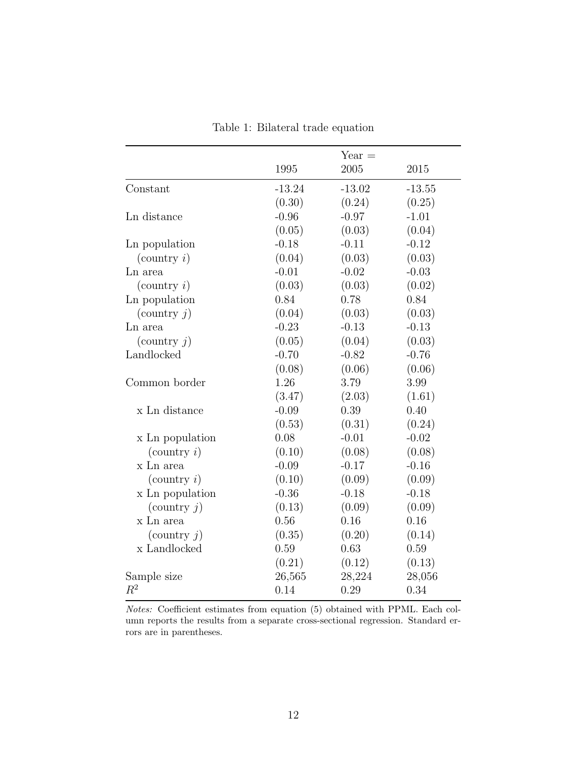Table 1: Bilateral trade equation

| | | Year = | |
|---|---|---|---|
| | 1995 | 2005 | 2015 |
| Constant | -13.24 | -13.02 | -13.55 |
| | (0.30) | (0.24) | (0.25) |
| Ln distance | -0.96 | -0.97 | -1.01 |
| | (0.05) | (0.03) | (0.04) |
| Ln population (country $i$) | -0.18 | -0.11 | -0.12 |
| | (0.04) | (0.03) | (0.03) |
| Ln area (country $i$) | -0.01 | -0.02 | -0.03 |
| | (0.03) | (0.03) | (0.02) |
| Ln population (country $j$) | 0.84 | 0.78 | 0.84 |
| | (0.04) | (0.03) | (0.03) |
| Ln area (country $j$) | -0.23 | -0.13 | -0.13 |
| | (0.05) | (0.04) | (0.03) |
| Landlocked | -0.70 | -0.82 | -0.76 |
| | (0.08) | (0.06) | (0.06) |
| Common border | 1.26 | 3.79 | 3.99 |
| | (3.47) | (2.03) | (1.61) |
| x Ln distance | -0.09 | 0.39 | 0.40 |
| | (0.53) | (0.31) | (0.24) |
| x Ln population (country $i$) | 0.08 | -0.01 | -0.02 |
| | (0.10) | (0.08) | (0.08) |
| x Ln area (country $i$) | -0.09 | -0.17 | -0.16 |
| | (0.10) | (0.09) | (0.09) |
| x Ln population (country $j$) | -0.36 | -0.18 | -0.18 |
| | (0.13) | (0.09) | (0.09) |
| x Ln area (country $j$) | 0.56 | 0.16 | 0.16 |
| | (0.35) | (0.20) | (0.14) |
| x Landlocked | 0.59 | 0.63 | 0.59 |
| | (0.21) | (0.12) | (0.13) |
| Sample size | 26,565 | 28,224 | 28,056 |
| $R^2$ | 0.14 | 0.29 | 0.34 |

*Notes:* Coefficient estimates from equation (5) obtained with PPML. Each column reports the results from a separate cross-sectional regression. Standard errors are in parentheses.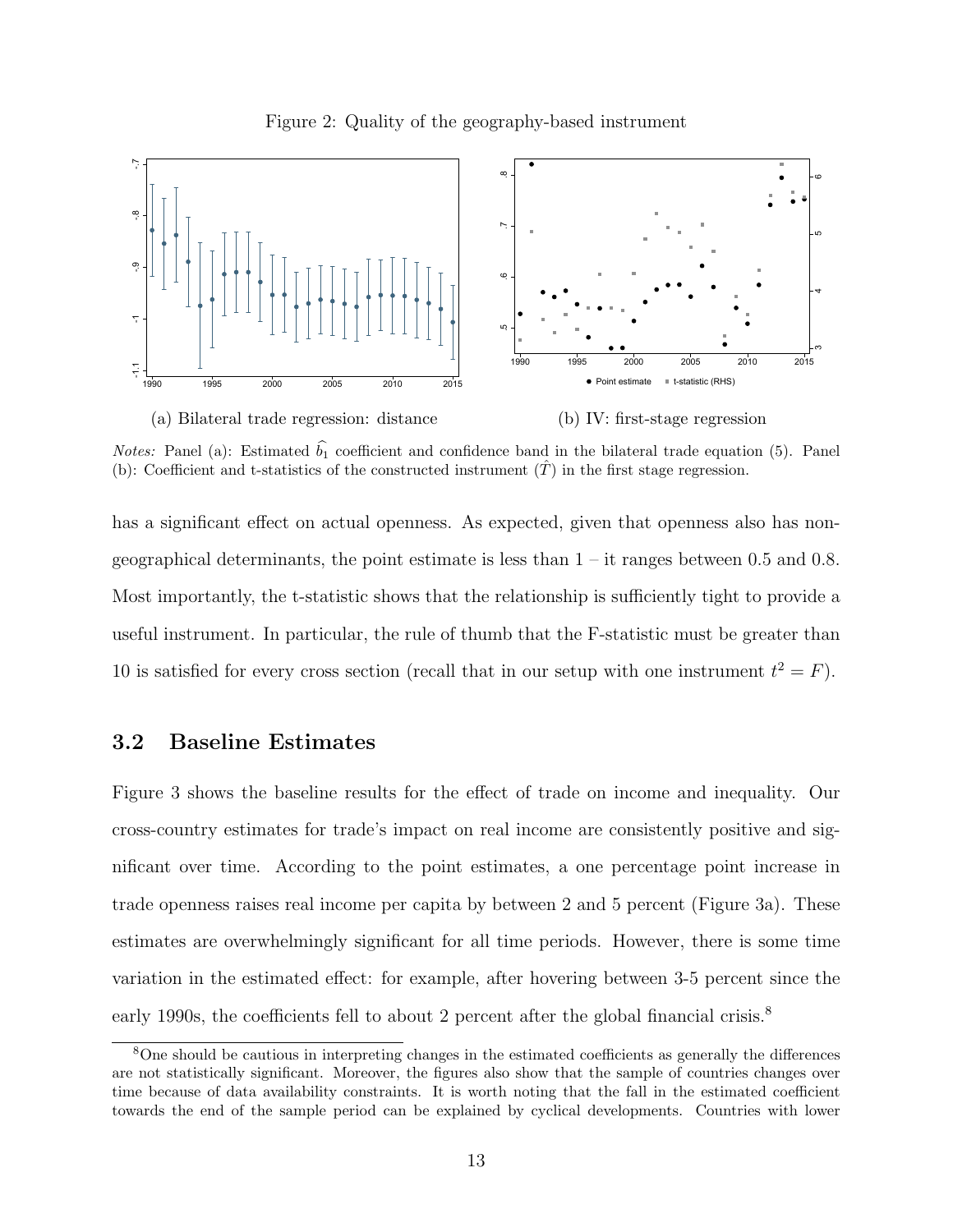Figure 2: Quality of the geography-based instrument

(a) Bilateral trade regression: distance

(b) IV: first-stage regression

*Notes:* Panel (a): Estimated $\widehat{b_1}$ coefficient and confidence band in the bilateral trade equation (5). Panel (b): Coefficient and t-statistics of the constructed instrument ($\hat{T}$) in the first stage regression.

has a significant effect on actual openness. As expected, given that openness also has non-geographical determinants, the point estimate is less than 1 – it ranges between 0.5 and 0.8. Most importantly, the t-statistic shows that the relationship is sufficiently tight to provide a useful instrument. In particular, the rule of thumb that the F-statistic must be greater than 10 is satisfied for every cross section (recall that in our setup with one instrument $t^2 = F$).

## 3.2 Baseline Estimates

Figure 3 shows the baseline results for the effect of trade on income and inequality. Our cross-country estimates for trade's impact on real income are consistently positive and significant over time. According to the point estimates, a one percentage point increase in trade openness raises real income per capita by between 2 and 5 percent (Figure 3a). These estimates are overwhelmingly significant for all time periods. However, there is some time variation in the estimated effect: for example, after hovering between 3-5 percent since the early 1990s, the coefficients fell to about 2 percent after the global financial crisis.[8]

[8]One should be cautious in interpreting changes in the estimated coefficients as generally the differences are not statistically significant. Moreover, the figures also show that the sample of countries changes over time because of data availability constraints. It is worth noting that the fall in the estimated coefficient towards the end of the sample period can be explained by cyclical developments. Countries with lower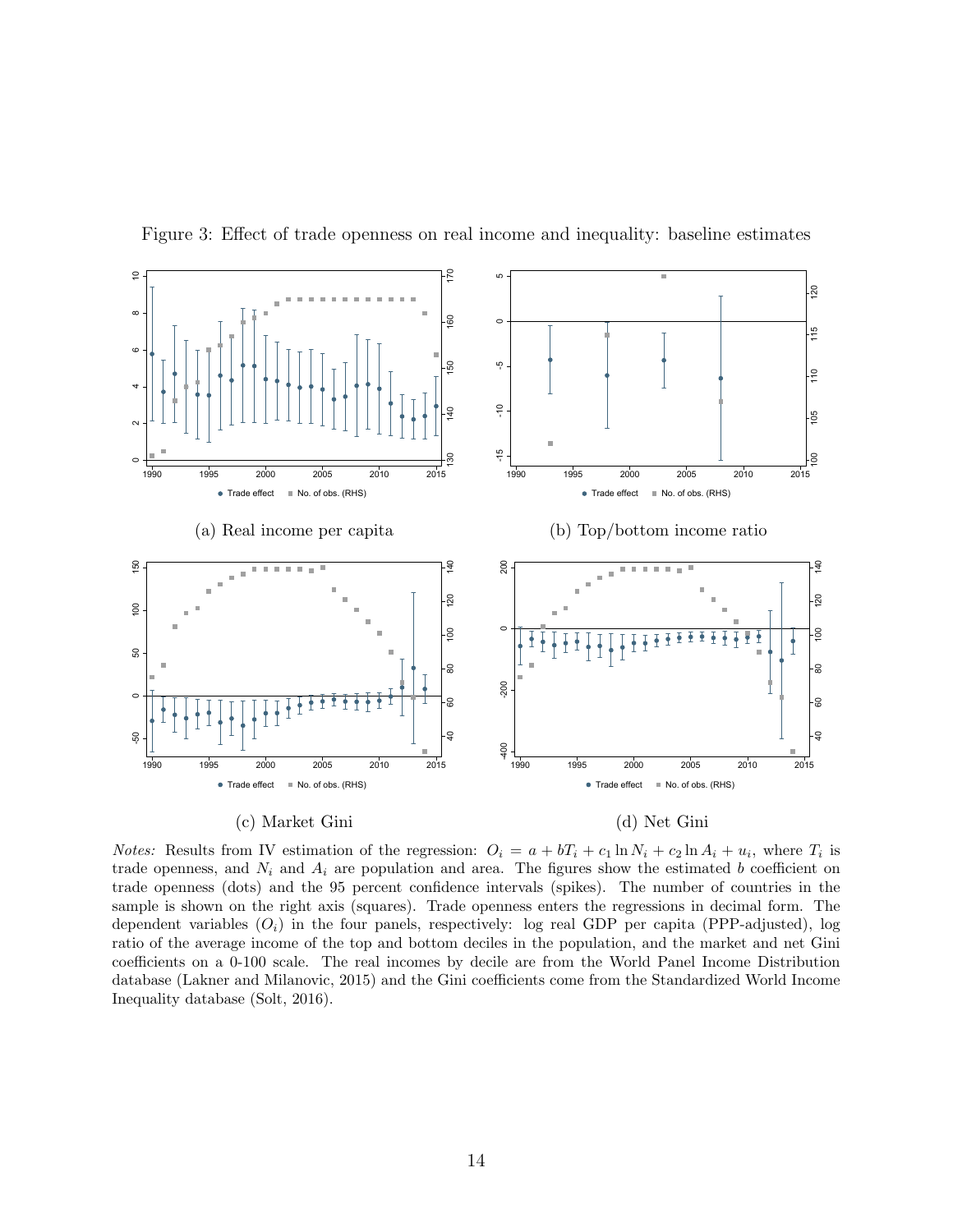Figure 3: Effect of trade openness on real income and inequality: baseline estimates

(a) Real income per capita

(b) Top/bottom income ratio

(c) Market Gini

(d) Net Gini

*Notes:* Results from IV estimation of the regression: $O_i = a + bT_i + c_1 \ln N_i + c_2 \ln A_i + u_i$, where $T_i$ is trade openness, and $N_i$ and $A_i$ are population and area. The figures show the estimated $b$ coefficient on trade openness (dots) and the 95 percent confidence intervals (spikes). The number of countries in the sample is shown on the right axis (squares). Trade openness enters the regressions in decimal form. The dependent variables ($O_i$) in the four panels, respectively: log real GDP per capita (PPP-adjusted), log ratio of the average income of the top and bottom deciles in the population, and the market and net Gini coefficients on a 0-100 scale. The real incomes by decile are from the World Panel Income Distribution database (Lakner and Milanovic, 2015) and the Gini coefficients come from the Standardized World Income Inequality database (Solt, 2016).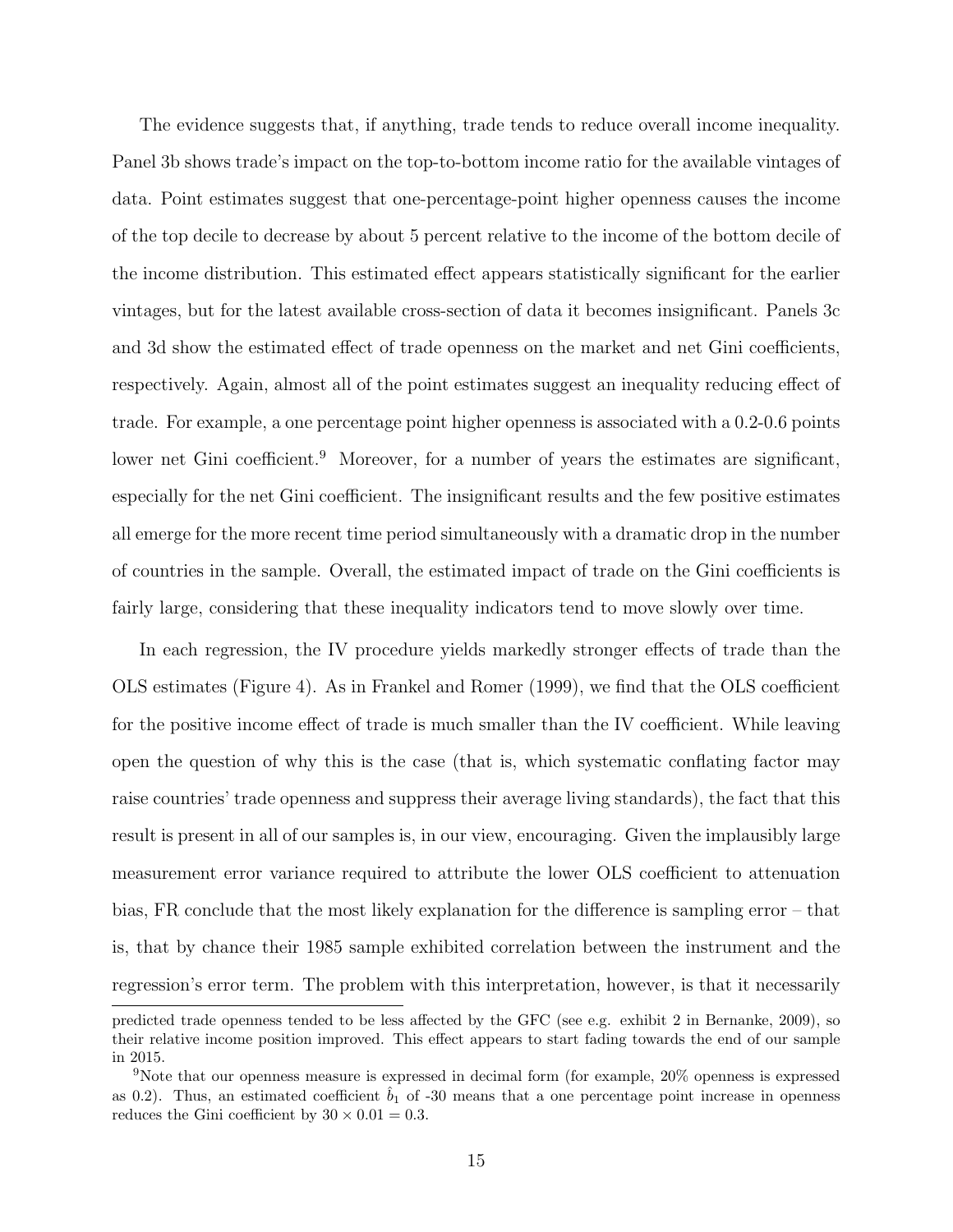The evidence suggests that, if anything, trade tends to reduce overall income inequality. Panel 3b shows trade's impact on the top-to-bottom income ratio for the available vintages of data. Point estimates suggest that one-percentage-point higher openness causes the income of the top decile to decrease by about 5 percent relative to the income of the bottom decile of the income distribution. This estimated effect appears statistically significant for the earlier vintages, but for the latest available cross-section of data it becomes insignificant. Panels 3c and 3d show the estimated effect of trade openness on the market and net Gini coefficients, respectively. Again, almost all of the point estimates suggest an inequality reducing effect of trade. For example, a one percentage point higher openness is associated with a 0.2-0.6 points lower net Gini coefficient.[9] Moreover, for a number of years the estimates are significant, especially for the net Gini coefficient. The insignificant results and the few positive estimates all emerge for the more recent time period simultaneously with a dramatic drop in the number of countries in the sample. Overall, the estimated impact of trade on the Gini coefficients is fairly large, considering that these inequality indicators tend to move slowly over time.

In each regression, the IV procedure yields markedly stronger effects of trade than the OLS estimates (Figure 4). As in Frankel and Romer (1999), we find that the OLS coefficient for the positive income effect of trade is much smaller than the IV coefficient. While leaving open the question of why this is the case (that is, which systematic conflating factor may raise countries' trade openness and suppress their average living standards), the fact that this result is present in all of our samples is, in our view, encouraging. Given the implausibly large measurement error variance required to attribute the lower OLS coefficient to attenuation bias, FR conclude that the most likely explanation for the difference is sampling error – that is, that by chance their 1985 sample exhibited correlation between the instrument and the regression's error term. The problem with this interpretation, however, is that it necessarily

predicted trade openness tended to be less affected by the GFC (see e.g. exhibit 2 in Bernanke, 2009), so their relative income position improved. This effect appears to start fading towards the end of our sample in 2015.

[9] Note that our openness measure is expressed in decimal form (for example, 20% openness is expressed as 0.2). Thus, an estimated coefficient $\hat{b}_1$ of -30 means that a one percentage point increase in openness reduces the Gini coefficient by $30 \times 0.01 = 0.3$.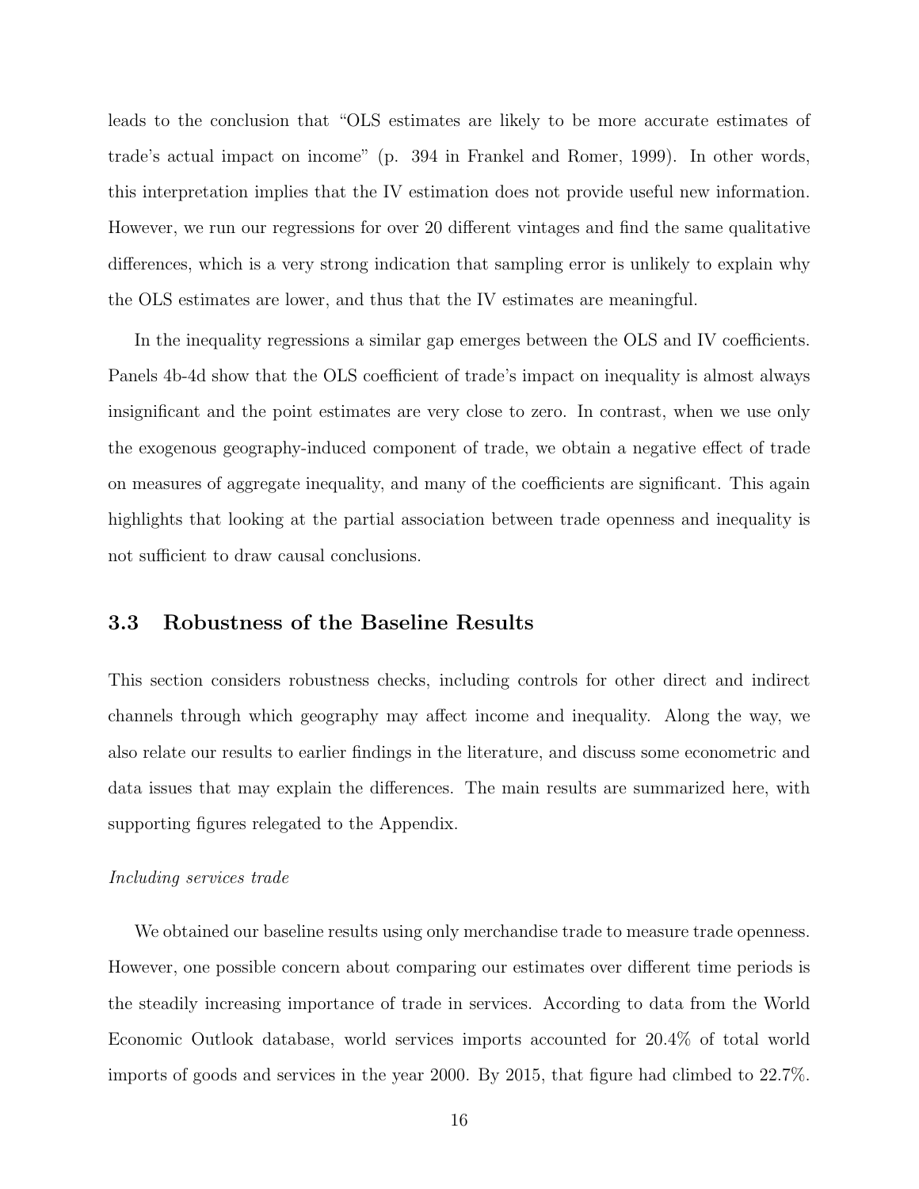leads to the conclusion that "OLS estimates are likely to be more accurate estimates of trade's actual impact on income" (p. 394 in Frankel and Romer, 1999). In other words, this interpretation implies that the IV estimation does not provide useful new information. However, we run our regressions for over 20 different vintages and find the same qualitative differences, which is a very strong indication that sampling error is unlikely to explain why the OLS estimates are lower, and thus that the IV estimates are meaningful.

In the inequality regressions a similar gap emerges between the OLS and IV coefficients. Panels 4b-4d show that the OLS coefficient of trade's impact on inequality is almost always insignificant and the point estimates are very close to zero. In contrast, when we use only the exogenous geography-induced component of trade, we obtain a negative effect of trade on measures of aggregate inequality, and many of the coefficients are significant. This again highlights that looking at the partial association between trade openness and inequality is not sufficient to draw causal conclusions.

## 3.3 Robustness of the Baseline Results

This section considers robustness checks, including controls for other direct and indirect channels through which geography may affect income and inequality. Along the way, we also relate our results to earlier findings in the literature, and discuss some econometric and data issues that may explain the differences. The main results are summarized here, with supporting figures relegated to the Appendix.

*Including services trade*

We obtained our baseline results using only merchandise trade to measure trade openness. However, one possible concern about comparing our estimates over different time periods is the steadily increasing importance of trade in services. According to data from the World Economic Outlook database, world services imports accounted for 20.4% of total world imports of goods and services in the year 2000. By 2015, that figure had climbed to 22.7%.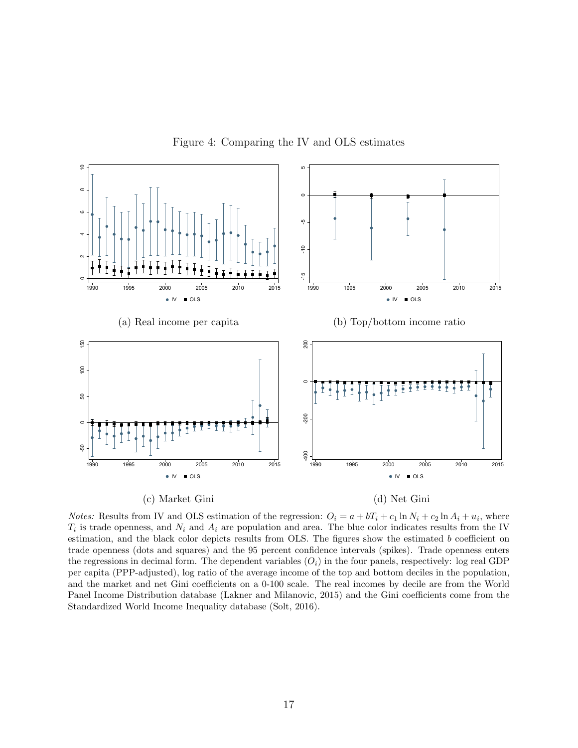Figure 4: Comparing the IV and OLS estimates

(a) Real income per capita

(b) Top/bottom income ratio

(c) Market Gini

(d) Net Gini

*Notes:* Results from IV and OLS estimation of the regression: $O_i = a + bT_i + c_1 \ln N_i + c_2 \ln A_i + u_i$, where $T_i$ is trade openness, and $N_i$ and $A_i$ are population and area. The blue color indicates results from the IV estimation, and the black color depicts results from OLS. The figures show the estimated $b$ coefficient on trade openness (dots and squares) and the 95 percent confidence intervals (spikes). Trade openness enters the regressions in decimal form. The dependent variables ($O_i$) in the four panels, respectively: log real GDP per capita (PPP-adjusted), log ratio of the average income of the top and bottom deciles in the population, and the market and net Gini coefficients on a 0-100 scale. The real incomes by decile are from the World Panel Income Distribution database (Lakner and Milanovic, 2015) and the Gini coefficients come from the Standardized World Income Inequality database (Solt, 2016).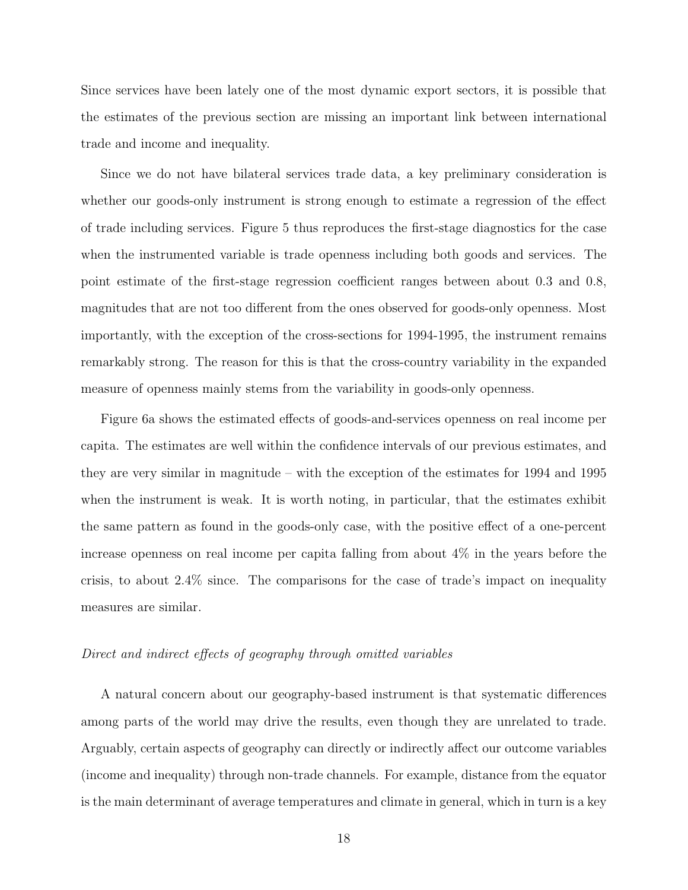Since services have been lately one of the most dynamic export sectors, it is possible that the estimates of the previous section are missing an important link between international trade and income and inequality.

Since we do not have bilateral services trade data, a key preliminary consideration is whether our goods-only instrument is strong enough to estimate a regression of the effect of trade including services. Figure 5 thus reproduces the first-stage diagnostics for the case when the instrumented variable is trade openness including both goods and services. The point estimate of the first-stage regression coefficient ranges between about 0.3 and 0.8, magnitudes that are not too different from the ones observed for goods-only openness. Most importantly, with the exception of the cross-sections for 1994-1995, the instrument remains remarkably strong. The reason for this is that the cross-country variability in the expanded measure of openness mainly stems from the variability in goods-only openness.

Figure 6a shows the estimated effects of goods-and-services openness on real income per capita. The estimates are well within the confidence intervals of our previous estimates, and they are very similar in magnitude – with the exception of the estimates for 1994 and 1995 when the instrument is weak. It is worth noting, in particular, that the estimates exhibit the same pattern as found in the goods-only case, with the positive effect of a one-percent increase openness on real income per capita falling from about 4% in the years before the crisis, to about 2.4% since. The comparisons for the case of trade's impact on inequality measures are similar.

*Direct and indirect effects of geography through omitted variables*

A natural concern about our geography-based instrument is that systematic differences among parts of the world may drive the results, even though they are unrelated to trade. Arguably, certain aspects of geography can directly or indirectly affect our outcome variables (income and inequality) through non-trade channels. For example, distance from the equator is the main determinant of average temperatures and climate in general, which in turn is a key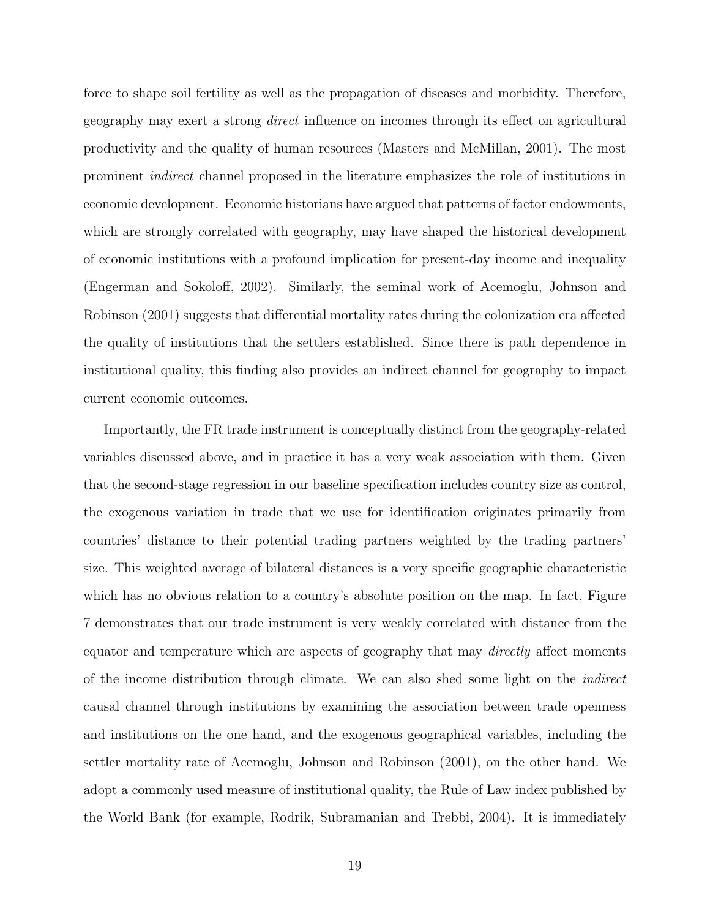force to shape soil fertility as well as the propagation of diseases and morbidity. Therefore, geography may exert a strong *direct* influence on incomes through its effect on agricultural productivity and the quality of human resources (Masters and McMillan, 2001). The most prominent *indirect* channel proposed in the literature emphasizes the role of institutions in economic development. Economic historians have argued that patterns of factor endowments, which are strongly correlated with geography, may have shaped the historical development of economic institutions with a profound implication for present-day income and inequality (Engerman and Sokoloff, 2002). Similarly, the seminal work of Acemoglu, Johnson and Robinson (2001) suggests that differential mortality rates during the colonization era affected the quality of institutions that the settlers established. Since there is path dependence in institutional quality, this finding also provides an indirect channel for geography to impact current economic outcomes.

Importantly, the FR trade instrument is conceptually distinct from the geography-related variables discussed above, and in practice it has a very weak association with them. Given that the second-stage regression in our baseline specification includes country size as control, the exogenous variation in trade that we use for identification originates primarily from countries' distance to their potential trading partners weighted by the trading partners' size. This weighted average of bilateral distances is a very specific geographic characteristic which has no obvious relation to a country's absolute position on the map. In fact, Figure 7 demonstrates that our trade instrument is very weakly correlated with distance from the equator and temperature which are aspects of geography that may *directly* affect moments of the income distribution through climate. We can also shed some light on the *indirect* causal channel through institutions by examining the association between trade openness and institutions on the one hand, and the exogenous geographical variables, including the settler mortality rate of Acemoglu, Johnson and Robinson (2001), on the other hand. We adopt a commonly used measure of institutional quality, the Rule of Law index published by the World Bank (for example, Rodrik, Subramanian and Trebbi, 2004). It is immediately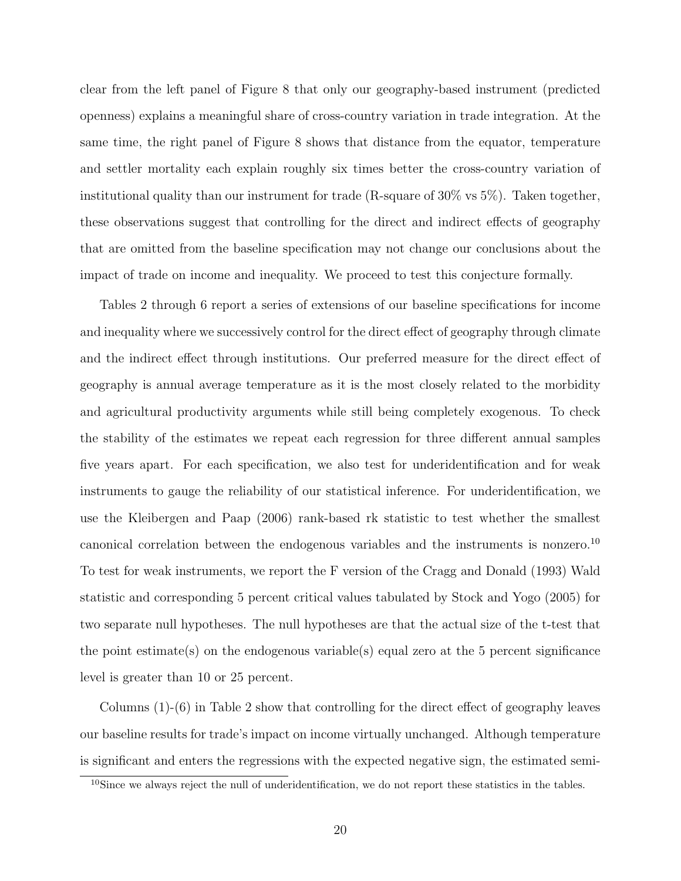clear from the left panel of Figure 8 that only our geography-based instrument (predicted openness) explains a meaningful share of cross-country variation in trade integration. At the same time, the right panel of Figure 8 shows that distance from the equator, temperature and settler mortality each explain roughly six times better the cross-country variation of institutional quality than our instrument for trade (R-square of 30% vs 5%). Taken together, these observations suggest that controlling for the direct and indirect effects of geography that are omitted from the baseline specification may not change our conclusions about the impact of trade on income and inequality. We proceed to test this conjecture formally.

Tables 2 through 6 report a series of extensions of our baseline specifications for income and inequality where we successively control for the direct effect of geography through climate and the indirect effect through institutions. Our preferred measure for the direct effect of geography is annual average temperature as it is the most closely related to the morbidity and agricultural productivity arguments while still being completely exogenous. To check the stability of the estimates we repeat each regression for three different annual samples five years apart. For each specification, we also test for underidentification and for weak instruments to gauge the reliability of our statistical inference. For underidentification, we use the Kleibergen and Paap (2006) rank-based rk statistic to test whether the smallest canonical correlation between the endogenous variables and the instruments is nonzero.[10] To test for weak instruments, we report the F version of the Cragg and Donald (1993) Wald statistic and corresponding 5 percent critical values tabulated by Stock and Yogo (2005) for two separate null hypotheses. The null hypotheses are that the actual size of the t-test that the point estimate(s) on the endogenous variable(s) equal zero at the 5 percent significance level is greater than 10 or 25 percent.

Columns (1)-(6) in Table 2 show that controlling for the direct effect of geography leaves our baseline results for trade's impact on income virtually unchanged. Although temperature is significant and enters the regressions with the expected negative sign, the estimated semi-

[10] Since we always reject the null of underidentification, we do not report these statistics in the tables.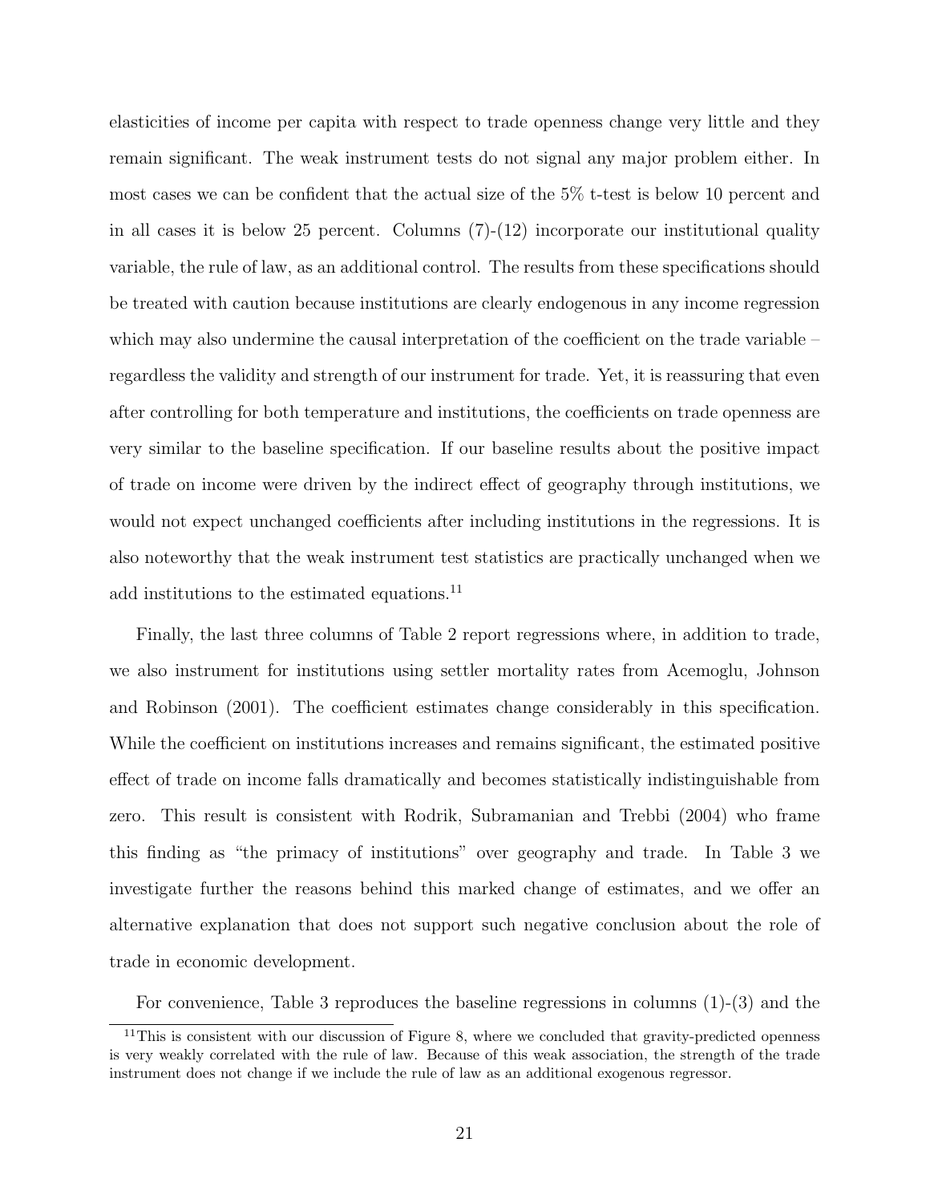elasticities of income per capita with respect to trade openness change very little and they remain significant. The weak instrument tests do not signal any major problem either. In most cases we can be confident that the actual size of the 5% t-test is below 10 percent and in all cases it is below 25 percent. Columns (7)-(12) incorporate our institutional quality variable, the rule of law, as an additional control. The results from these specifications should be treated with caution because institutions are clearly endogenous in any income regression which may also undermine the causal interpretation of the coefficient on the trade variable – regardless the validity and strength of our instrument for trade. Yet, it is reassuring that even after controlling for both temperature and institutions, the coefficients on trade openness are very similar to the baseline specification. If our baseline results about the positive impact of trade on income were driven by the indirect effect of geography through institutions, we would not expect unchanged coefficients after including institutions in the regressions. It is also noteworthy that the weak instrument test statistics are practically unchanged when we add institutions to the estimated equations.[11]

Finally, the last three columns of Table 2 report regressions where, in addition to trade, we also instrument for institutions using settler mortality rates from Acemoglu, Johnson and Robinson (2001). The coefficient estimates change considerably in this specification. While the coefficient on institutions increases and remains significant, the estimated positive effect of trade on income falls dramatically and becomes statistically indistinguishable from zero. This result is consistent with Rodrik, Subramanian and Trebbi (2004) who frame this finding as "the primacy of institutions" over geography and trade. In Table 3 we investigate further the reasons behind this marked change of estimates, and we offer an alternative explanation that does not support such negative conclusion about the role of trade in economic development.

For convenience, Table 3 reproduces the baseline regressions in columns (1)-(3) and the

[11]This is consistent with our discussion of Figure 8, where we concluded that gravity-predicted openness is very weakly correlated with the rule of law. Because of this weak association, the strength of the trade instrument does not change if we include the rule of law as an additional exogenous regressor.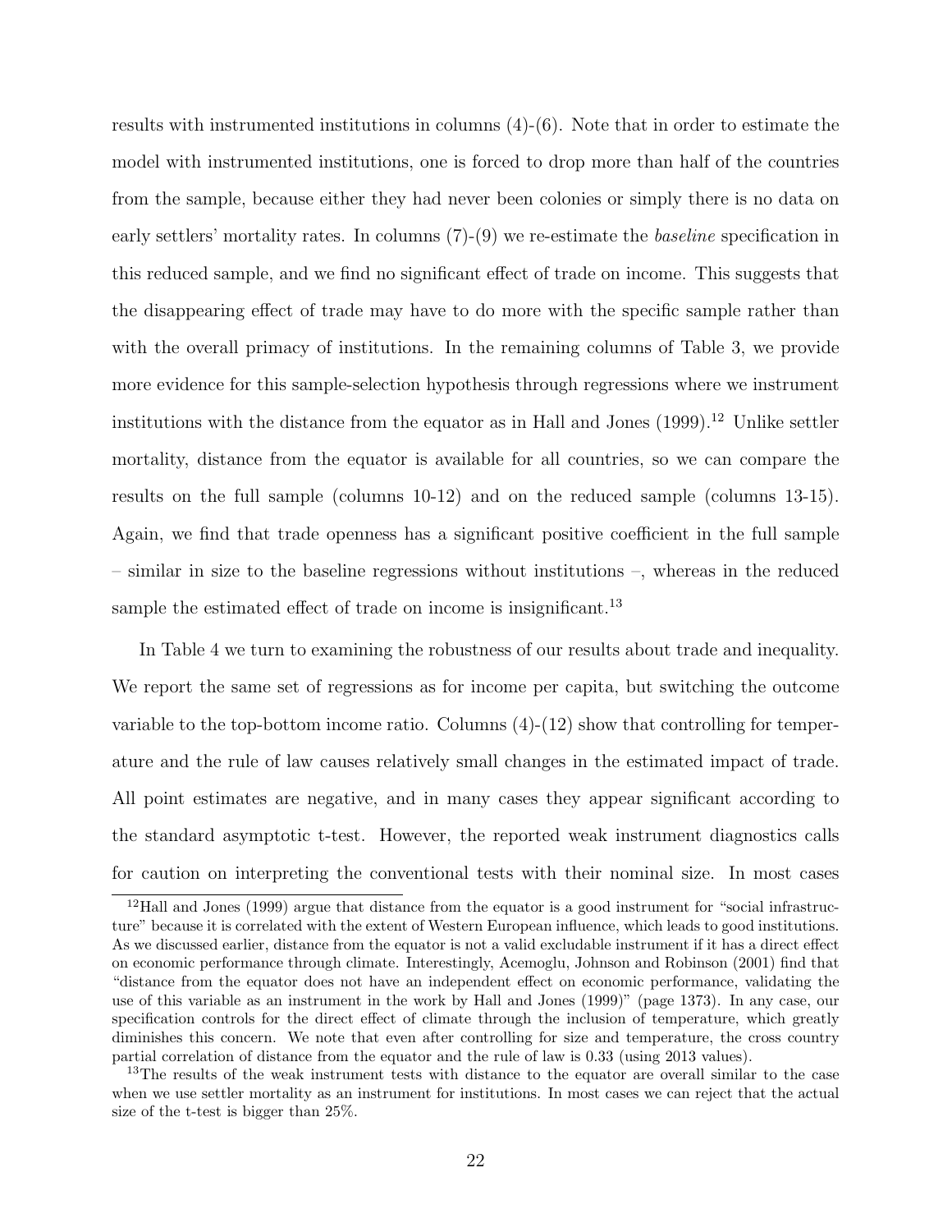results with instrumented institutions in columns (4)-(6). Note that in order to estimate the model with instrumented institutions, one is forced to drop more than half of the countries from the sample, because either they had never been colonies or simply there is no data on early settlers' mortality rates. In columns (7)-(9) we re-estimate the *baseline* specification in this reduced sample, and we find no significant effect of trade on income. This suggests that the disappearing effect of trade may have to do more with the specific sample rather than with the overall primacy of institutions. In the remaining columns of Table 3, we provide more evidence for this sample-selection hypothesis through regressions where we instrument institutions with the distance from the equator as in Hall and Jones (1999).[12] Unlike settler mortality, distance from the equator is available for all countries, so we can compare the results on the full sample (columns 10-12) and on the reduced sample (columns 13-15). Again, we find that trade openness has a significant positive coefficient in the full sample – similar in size to the baseline regressions without institutions –, whereas in the reduced sample the estimated effect of trade on income is insignificant.[13]

In Table 4 we turn to examining the robustness of our results about trade and inequality. We report the same set of regressions as for income per capita, but switching the outcome variable to the top-bottom income ratio. Columns (4)-(12) show that controlling for temperature and the rule of law causes relatively small changes in the estimated impact of trade. All point estimates are negative, and in many cases they appear significant according to the standard asymptotic t-test. However, the reported weak instrument diagnostics calls for caution on interpreting the conventional tests with their nominal size. In most cases

[12] Hall and Jones (1999) argue that distance from the equator is a good instrument for "social infrastructure" because it is correlated with the extent of Western European influence, which leads to good institutions. As we discussed earlier, distance from the equator is not a valid excludable instrument if it has a direct effect on economic performance through climate. Interestingly, Acemoglu, Johnson and Robinson (2001) find that "distance from the equator does not have an independent effect on economic performance, validating the use of this variable as an instrument in the work by Hall and Jones (1999)" (page 1373). In any case, our specification controls for the direct effect of climate through the inclusion of temperature, which greatly diminishes this concern. We note that even after controlling for size and temperature, the cross country partial correlation of distance from the equator and the rule of law is 0.33 (using 2013 values).

[13] The results of the weak instrument tests with distance to the equator are overall similar to the case when we use settler mortality as an instrument for institutions. In most cases we can reject that the actual size of the t-test is bigger than 25%.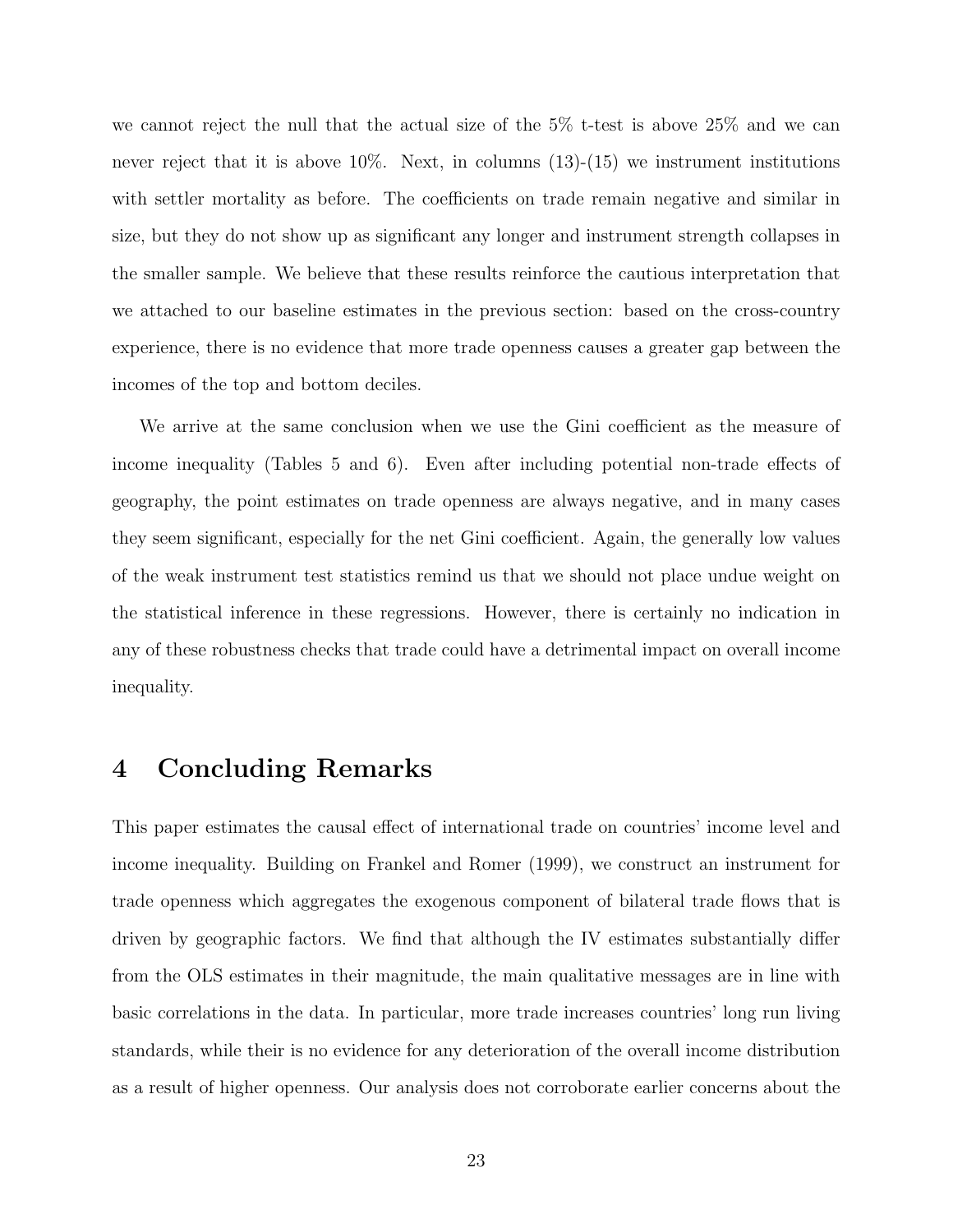we cannot reject the null that the actual size of the 5% t-test is above 25% and we can never reject that it is above 10%. Next, in columns (13)-(15) we instrument institutions with settler mortality as before. The coefficients on trade remain negative and similar in size, but they do not show up as significant any longer and instrument strength collapses in the smaller sample. We believe that these results reinforce the cautious interpretation that we attached to our baseline estimates in the previous section: based on the cross-country experience, there is no evidence that more trade openness causes a greater gap between the incomes of the top and bottom deciles.

We arrive at the same conclusion when we use the Gini coefficient as the measure of income inequality (Tables 5 and 6). Even after including potential non-trade effects of geography, the point estimates on trade openness are always negative, and in many cases they seem significant, especially for the net Gini coefficient. Again, the generally low values of the weak instrument test statistics remind us that we should not place undue weight on the statistical inference in these regressions. However, there is certainly no indication in any of these robustness checks that trade could have a detrimental impact on overall income inequality.

# 4 Concluding Remarks

This paper estimates the causal effect of international trade on countries' income level and income inequality. Building on Frankel and Romer (1999), we construct an instrument for trade openness which aggregates the exogenous component of bilateral trade flows that is driven by geographic factors. We find that although the IV estimates substantially differ from the OLS estimates in their magnitude, the main qualitative messages are in line with basic correlations in the data. In particular, more trade increases countries' long run living standards, while their is no evidence for any deterioration of the overall income distribution as a result of higher openness. Our analysis does not corroborate earlier concerns about the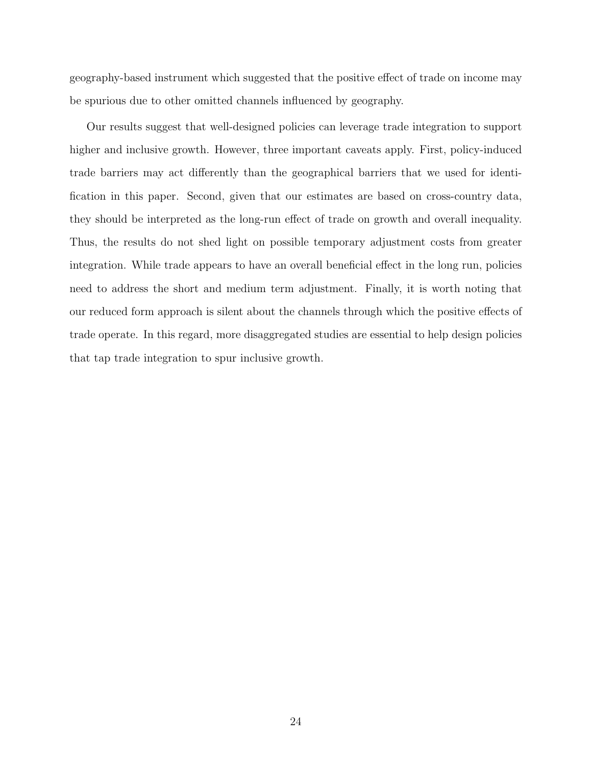geography-based instrument which suggested that the positive effect of trade on income may be spurious due to other omitted channels influenced by geography.

Our results suggest that well-designed policies can leverage trade integration to support higher and inclusive growth. However, three important caveats apply. First, policy-induced trade barriers may act differently than the geographical barriers that we used for identification in this paper. Second, given that our estimates are based on cross-country data, they should be interpreted as the long-run effect of trade on growth and overall inequality. Thus, the results do not shed light on possible temporary adjustment costs from greater integration. While trade appears to have an overall beneficial effect in the long run, policies need to address the short and medium term adjustment. Finally, it is worth noting that our reduced form approach is silent about the channels through which the positive effects of trade operate. In this regard, more disaggregated studies are essential to help design policies that tap trade integration to spur inclusive growth.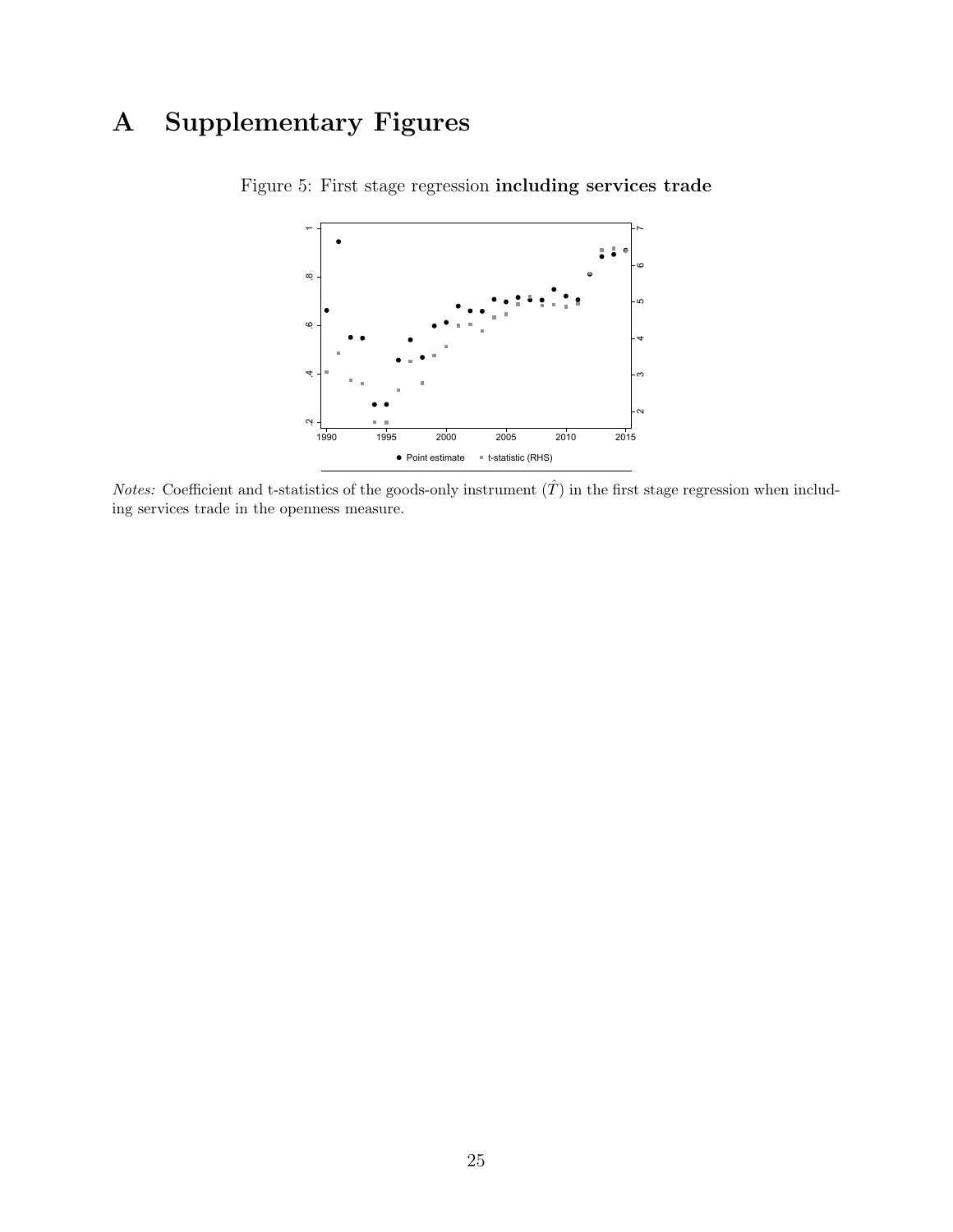# A Supplementary Figures

Figure 5: First stage regression **including services trade**

*Notes:* Coefficient and t-statistics of the goods-only instrument ($\hat{T}$) in the first stage regression when including services trade in the openness measure.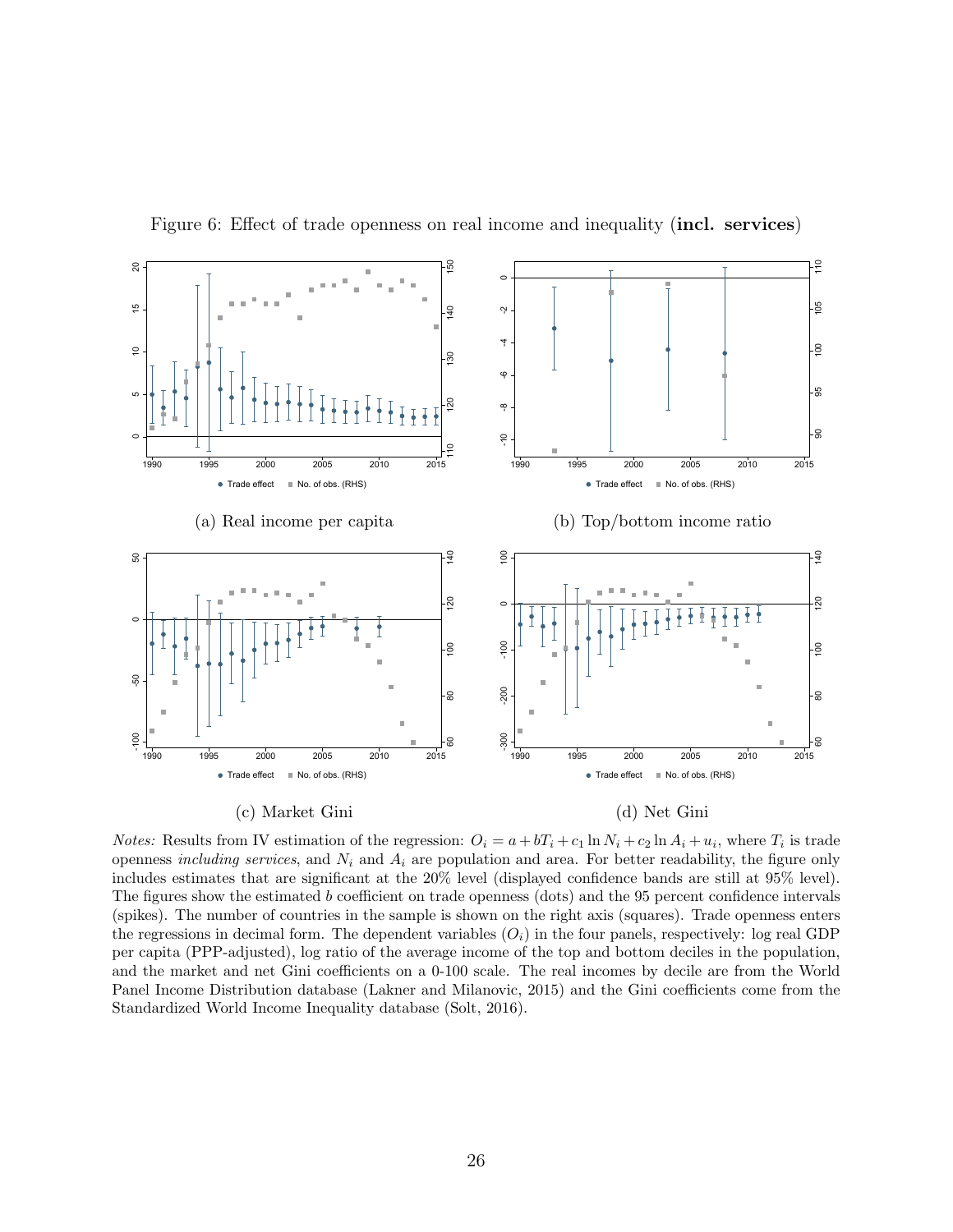Figure 6: Effect of trade openness on real income and inequality (**incl. services**)

(a) Real income per capita

(b) Top/bottom income ratio

(c) Market Gini

(d) Net Gini

*Notes:* Results from IV estimation of the regression: $O_i = a + bT_i + c_1 \ln N_i + c_2 \ln A_i + u_i$, where $T_i$ is trade openness *including services*, and $N_i$ and $A_i$ are population and area. For better readability, the figure only includes estimates that are significant at the 20% level (displayed confidence bands are still at 95% level). The figures show the estimated $b$ coefficient on trade openness (dots) and the 95 percent confidence intervals (spikes). The number of countries in the sample is shown on the right axis (squares). Trade openness enters the regressions in decimal form. The dependent variables ($O_i$) in the four panels, respectively: log real GDP per capita (PPP-adjusted), log ratio of the average income of the top and bottom deciles in the population, and the market and net Gini coefficients on a 0-100 scale. The real incomes by decile are from the World Panel Income Distribution database (Lakner and Milanovic, 2015) and the Gini coefficients come from the Standardized World Income Inequality database (Solt, 2016).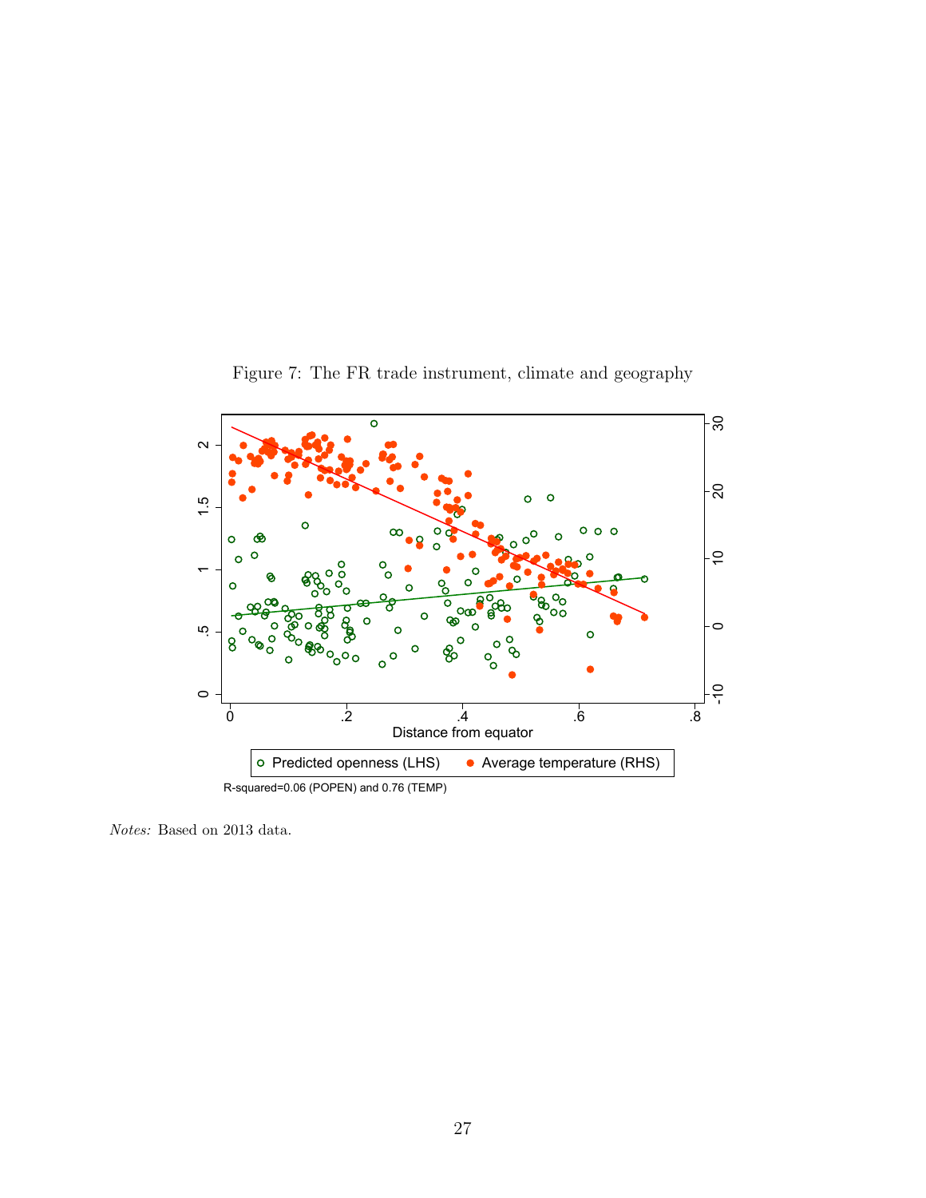Figure 7: The FR trade instrument, climate and geography

*Notes:* Based on 2013 data.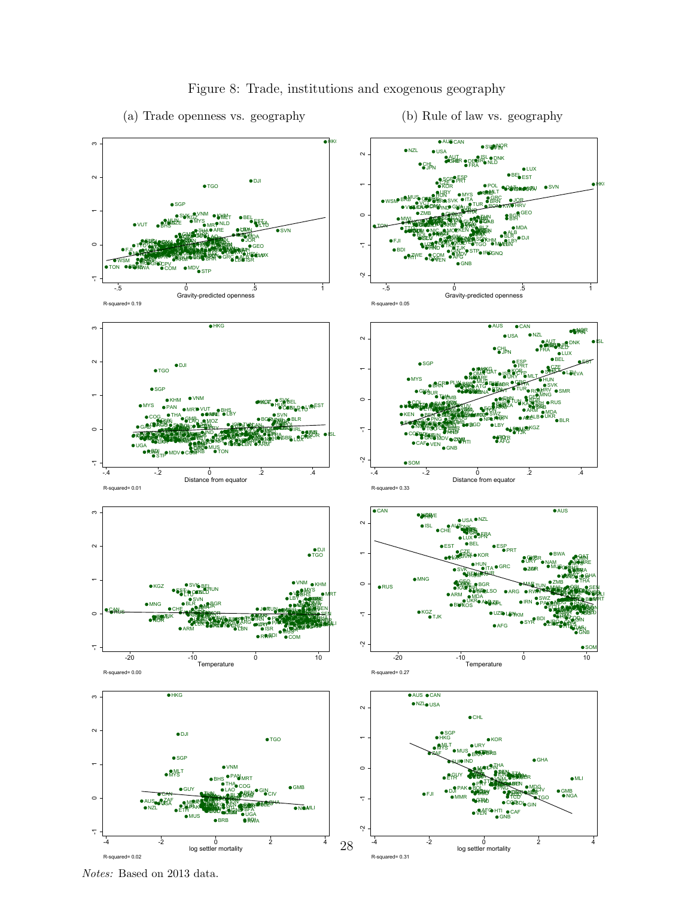Figure 8: Trade, institutions and exogenous geography

(a) Trade openness vs. geography

(b) Rule of law vs. geography

Gravity-predicted openness

R-squared= 0.19

Gravity-predicted openness

R-squared= 0.05

Distance from equator

R-squared= 0.01

Distance from equator

R-squared= 0.33

Temperature

R-squared= 0.00

Temperature

R-squared= 0.27

log settler mortality

R-squared= 0.02

log settler mortality

R-squared= 0.31

*Notes:* Based on 2013 data.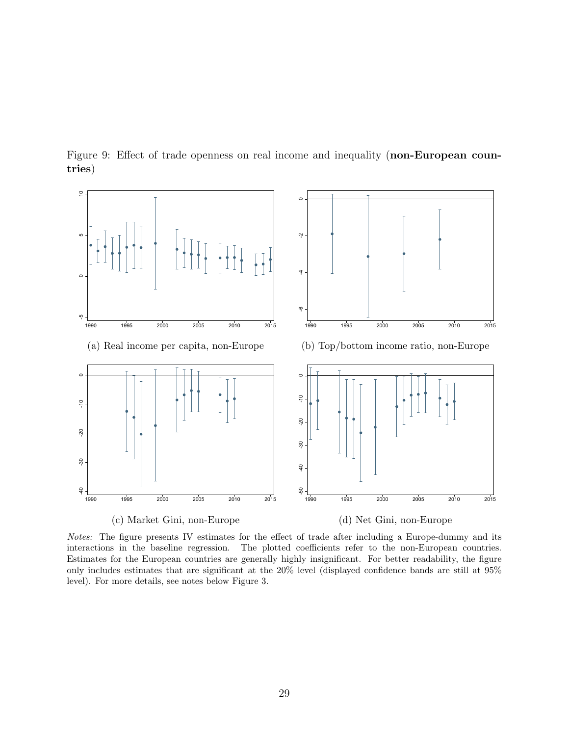Figure 9: Effect of trade openness on real income and inequality (**non-European countries**)

(a) Real income per capita, non-Europe

(b) Top/bottom income ratio, non-Europe

(c) Market Gini, non-Europe

(d) Net Gini, non-Europe

*Notes:* The figure presents IV estimates for the effect of trade after including a Europe-dummy and its interactions in the baseline regression. The plotted coefficients refer to the non-European countries. Estimates for the European countries are generally highly insignificant. For better readability, the figure only includes estimates that are significant at the 20% level (displayed confidence bands are still at 95% level). For more details, see notes below Figure 3.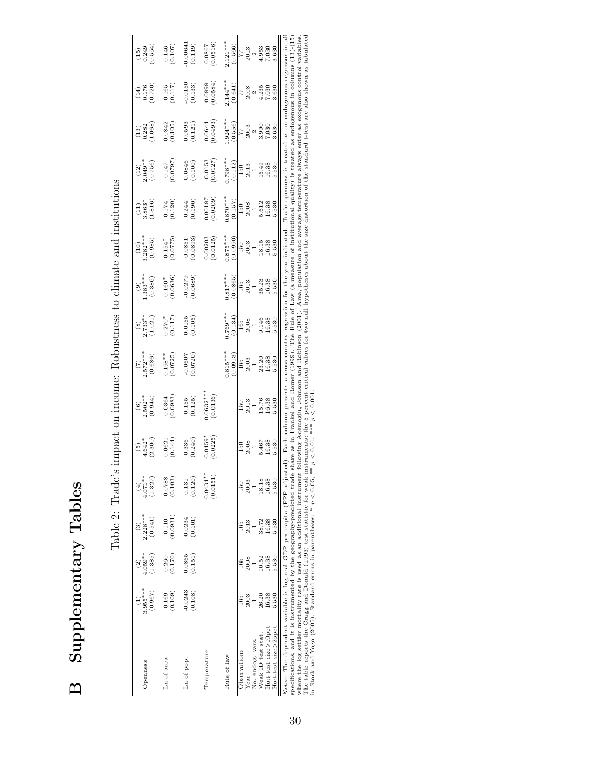# B Supplementary Tables

Table 2: Trade's impact on income: Robustness to climate and institutions

| | (1) | (2) | (3) | (4) | (5) | (6) | (7) | (8) | (9) | (10) | (11) | (12) | (13) | (14) | (15) |
|---|---|---|---|---|---|---|---|---|---|---|---|---|---|---|---|
| Openness | 3.955*** | 4.059** | 2.228*** | 4.071** | 4.642* | 2.502** | 2.572*** | 2.733** | 1.383*** | 3.282*** | 3.863* | 2.049** | 0.282 | 0.176 | 0.249 |
| | (0.967) | (1.385) | (0.541) | (1.327) | (2.300) | (0.944) | (0.686) | (1.021) | (0.386) | (0.985) | (1.816) | (0.756) | (1.068) | (0.720) | (0.554) |
| Ln of area | 0.169 | 0.260 | 0.110 | 0.0788 | 0.0621 | 0.0364 | 0.198** | 0.270* | 0.160* | 0.154* | 0.174 | 0.147 | 0.0842 | 0.165 | 0.146 |
| | (0.109) | (0.170) | (0.0931) | (0.103) | (0.144) | (0.0983) | (0.0725) | (0.117) | (0.0636) | (0.0775) | (0.120) | (0.0797) | (0.105) | (0.117) | (0.107) |
| Ln of pop. | -0.0243 | 0.0865 | 0.0234 | 0.131 | 0.336 | 0.155 | -0.0607 | 0.0155 | -0.0279 | 0.0851 | 0.244 | 0.0846 | 0.0593 | -0.0150 | -0.00641 |
| | (0.108) | (0.151) | (0.101) | (0.120) | (0.240) | (0.125) | (0.0720) | (0.105) | (0.0689) | (0.0893) | (0.190) | (0.100) | (0.121) | (0.133) | (0.119) |
| Temperature | | | | -0.0434** | -0.0459* | -0.0632*** | | | | 0.00203 | 0.00187 | -0.0153 | 0.0644 | 0.0898 | 0.0867 |
| | | | | (0.0151) | (0.0225) | (0.0136) | | | | (0.0125) | (0.0209) | (0.0127) | (0.0493) | (0.0584) | (0.0516) |
| Rule of law | | | | | | | 0.815*** | 0.769*** | 0.817*** | 0.875*** | 0.870*** | 0.798*** | 1.924*** | 2.144*** | 2.121*** |
| | | | | | | | (0.0913) | (0.134) | (0.0865) | (0.0990) | (0.157) | (0.112) | (0.556) | (0.641) | (0.566) |
| Observations | 165 | 165 | 165 | 150 | 150 | 150 | 165 | 165 | 165 | 150 | 150 | 150 | 77 | 77 | 77 |
| Year | 2003 | 2008 | 2013 | 2003 | 2008 | 2013 | 2003 | 2008 | 2013 | 2003 | 2008 | 2013 | 2003 | 2008 | 2013 |
| No. endog. vars. | 1 | 1 | 1 | 1 | 1 | 1 | 1 | 1 | 1 | 1 | 1 | 1 | 2 | 2 | 2 |
| Weak ID test stat. | 26.20 | 10.52 | 38.72 | 18.18 | 5.467 | 15.76 | 23.20 | 9.146 | 35.23 | 18.15 | 5.612 | 15.49 | 3.990 | 4.235 | 4.953 |
| Ho:t-test size>10pct | 16.38 | 16.38 | 16.38 | 16.38 | 16.38 | 16.38 | 16.38 | 16.38 | 16.38 | 16.38 | 16.38 | 16.38 | 7.030 | 7.030 | 7.030 |
| Ho:t-test size>25pct | 5.530 | 5.530 | 5.530 | 5.530 | 5.530 | 5.530 | 5.530 | 5.530 | 5.530 | 5.530 | 5.530 | 5.530 | 3.630 | 3.630 | 3.630 |

*Notes*: The dependent variable is log real GDP per capita (PPP-adjusted). Each column presents a cross-country regression for the year indicated. Trade openness is treated as an endogenous regressor in all specifications, and it is instrumented by the geography-predicted trade share as in Frankel and Romer (1999). The Rule of Law (a measure of institutional quality) is treated as endogenous in columns (13)-(15) where the log settler mortality rate is used as an additional instrument following Acemoglu, Johnson and Robinson (2001). Area, population and average temperature always enter as exogenous control variables. The table reports the Cragg and Donald (1993) test statistic for weak instruments; the 5 percent critical values for two null hypotheses about the size distortion of the standard t-test are also shown as tabulated in Stock and Yogo (2005). Standard errors in parentheses. * $p < 0.05$, ** $p < 0.01$, *** $p < 0.001$.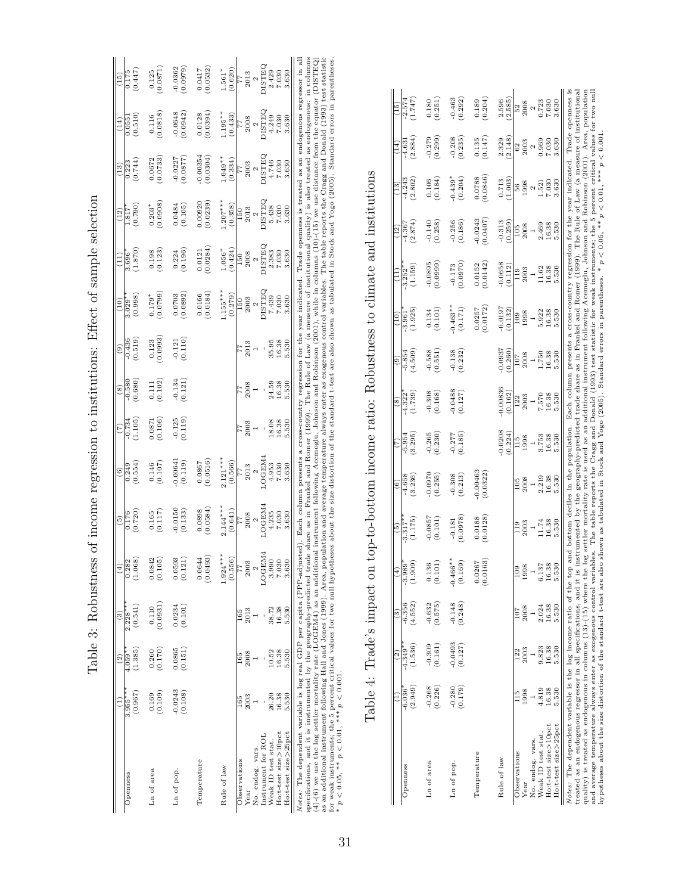## Table 3: Robustness of income regression to institutions: Effect of sample selection

| | (1) | (2) | (3) | (4) | (5) | (6) | (7) | (8) | (9) | (10) | (11) | (12) | (13) | (14) | (15) |
|---|---|---|---|---|---|---|---|---|---|---|---|---|---|---|---|
| Openness | 3.955*** | 4.059** | 2.228*** | 0.282 | 0.176 | 0.249 | -0.734 | -0.580 | -0.436 | 3.029** | 3.696* | 1.817* | 0.223 | 0.0551 | 0.175 |
| | (0.967) | (1.385) | (0.541) | (1.068) | (0.720) | (0.554) | (1.105) | (0.680) | (0.519) | (0.998) | (1.870) | (0.790) | (0.744) | (0.510) | (0.447) |
| Ln of area | 0.169 | 0.260 | 0.110 | 0.0842 | 0.165 | 0.146 | 0.0871 | 0.111 | 0.123 | 0.179* | 0.198 | 0.203* | 0.0672 | 0.116 | 0.125 |
| | (0.109) | (0.170) | (0.0931) | (0.105) | (0.117) | (0.107) | (0.106) | (0.102) | (0.0993) | (0.0799) | (0.123) | (0.0908) | (0.0733) | (0.0818) | (0.0871) |
| Ln of pop. | -0.0243 | 0.0865 | 0.0234 | 0.0593 | -0.0150 | -0.00641 | -0.125 | -0.134 | -0.121 | 0.0703 | 0.224 | 0.0484 | -0.0227 | -0.0648 | -0.0362 |
| | (0.108) | (0.151) | (0.101) | (0.121) | (0.133) | (0.119) | (0.119) | (0.121) | (0.110) | (0.0892) | (0.196) | (0.105) | (0.0877) | (0.0942) | (0.0979) |
| Temperature | | | | 0.0644 | 0.0898 | 0.0867 | | | | 0.0166 | 0.0121 | 0.00920 | -0.00354 | 0.0128 | 0.0417 |
| | | | | (0.0493) | (0.0584) | (0.0516) | | | | (0.0184) | (0.0284) | (0.0239) | (0.0304) | (0.0394) | (0.0532) |
| Rule of law | | | | 1.924*** | 2.144*** | 2.121*** | | | | 1.155*** | 1.056* | 1.207*** | 1.049** | 1.195** | 1.561* |
| | | | | (0.556) | (0.641) | (0.566) | | | | (0.279) | (0.424) | (0.358) | (0.334) | (0.433) | (0.620) |
| Observations | 165 | 165 | 165 | 77 | 77 | 77 | 77 | 77 | 77 | 150 | 150 | 150 | 77 | 77 | 77 |
| Year | 2003 | 2008 | 2013 | 2003 | 2008 | 2013 | 2003 | 2008 | 2013 | 2003 | 2008 | 2013 | 2003 | 2008 | 2013 |
| No. endog. vars. | 1 | 1 | 1 | 2 | 2 | 2 | 1 | 1 | 1 | 2 | 2 | 2 | 2 | 2 | 2 |
| Instrument for ROL | - | - | - | LOGEM4 | LOGEM4 | LOGEM4 | - | - | - | DISTEQ | DISTEQ | DISTEQ | DISTEQ | DISTEQ | DISTEQ |
| Weak ID test stat. | 26.20 | 10.52 | 38.72 | 3.990 | 4.235 | 4.953 | 18.08 | 24.59 | 35.95 | 7.439 | 2.383 | 5.438 | 4.746 | 4.249 | 2.429 |
| Ho:t-test size>10pct | 16.38 | 16.38 | 16.38 | 7.030 | 7.030 | 7.030 | 16.38 | 16.38 | 16.38 | 7.030 | 7.030 | 7.030 | 7.030 | 7.030 | 7.030 |
| Ho:t-test size>25pct | 5.530 | 5.530 | 5.530 | 3.630 | 3.630 | 3.630 | 5.530 | 5.530 | 5.530 | 3.630 | 3.630 | 3.630 | 3.630 | 3.630 | 3.630 |

*Notes*: The dependent variable is log real GDP per capita (PPP-adjusted). Each column presents a cross-country regression for the year indicated. Trade openness is treated as an endogenous regressor in all specifications, and it is instrumented by the geography-predicted trade share as in Frankel and Romer (1999). The Rule of Law (a measure of institutional quality) is also treated as endogenous: in columns (4)-(6) we use the log settler mortality rate (LOGEM4) as an additional instrument following Acemoglu, Johnson and Robinson (2001), while in columns (10)-(15) we use distance from the equator (DISTEQ) as an additional instrument following Hall and Jones (1999). Area, population and average temperature always enter as exogenous control variables. The table reports the Cragg and Donald (1993) test statistic for weak instruments; the 5 percent critical values for two null hypotheses about the size distortion of the standard t-test are also shown as tabulated in Stock and Yogo (2005). Standard errors in parentheses. * $p < 0.05$, ** $p < 0.01$, *** $p < 0.001$.

## Table 4: Trade's impact on top-to-bottom income ratio: Robustness to climate and institutions

| | (1) | (2) | (3) | (4) | (5) | (6) | (7) | (8) | (9) | (10) | (11) | (12) | (13) | (14) | (15) |
|---|---|---|---|---|---|---|---|---|---|---|---|---|---|---|---|
| Openness | -6.036* | -4.349** | -6.356 | -3.989* | -3.317** | -4.658 | -5.954 | -4.322* | -5.854 | -3.961* | -3.252** | -4.367 | -4.243 | -4.631 | -2.574 |
| | (2.949) | (1.536) | (4.552) | (1.909) | (1.175) | (3.236) | (3.295) | (1.739) | (4.509) | (1.925) | (1.159) | (2.874) | (2.802) | (2.884) | (1.747) |
| Ln of area | -0.268 | -0.309 | -0.632 | 0.136 | -0.0857 | -0.0970 | -0.265 | -0.308 | -0.588 | 0.134 | -0.0895 | -0.140 | 0.106 | -0.279 | 0.180 |
| | (0.226) | (0.161) | (0.575) | (0.101) | (0.101) | (0.255) | (0.230) | (0.168) | (0.551) | (0.101) | (0.0999) | (0.258) | (0.184) | (0.299) | (0.251) |
| Ln of pop. | -0.280 | -0.0493 | -0.148 | -0.466** | -0.181 | -0.308 | -0.277 | -0.0488 | -0.138 | -0.463** | -0.173 | -0.256 | -0.439* | -0.208 | -0.463 |
| | (0.179) | (0.127) | (0.248) | (0.169) | (0.0978) | (0.213) | (0.185) | (0.127) | (0.232) | (0.171) | (0.0970) | (0.186) | (0.204) | (0.235) | (0.292) |
| Temperature | | | | 0.0267 | 0.0188 | -0.00463 | | | | 0.0257 | 0.0152 | -0.0243 | 0.0788 | 0.135 | 0.189 |
| | | | | (0.0163) | (0.0128) | (0.0322) | | | | (0.0172) | (0.0142) | (0.0407) | (0.0846) | (0.147) | (0.204) |
| Rule of law | | | | | | | -0.0208 | -0.00836 | -0.0937 | -0.0197 | -0.0658 | -0.313 | 0.713 | 2.329 | 2.596 |
| | | | | | | | (0.224) | (0.162) | (0.260) | (0.132) | (0.112) | (0.259) | (1.003) | (2.148) | (2.585) |
| Observations | 115 | 122 | 107 | 109 | 119 | 105 | 115 | 122 | 107 | 109 | 119 | 105 | 56 | 62 | 52 |
| Year | 1998 | 2003 | 2008 | 1998 | 2003 | 2008 | 1998 | 2003 | 2008 | 1998 | 2003 | 2008 | 1998 | 2003 | 2008 |
| No. endog. vars. | 1 | 1 | 1 | 1 | 1 | 1 | 1 | 1 | 1 | 1 | 1 | 1 | 2 | 2 | 2 |
| Weak ID test stat. | 4.819 | 9.823 | 2.024 | 6.137 | 11.74 | 2.219 | 3.753 | 7.570 | 1.750 | 5.922 | 11.62 | 2.469 | 1.521 | 0.969 | 0.723 |
| Ho:t-test size>10pct | 16.38 | 16.38 | 16.38 | 16.38 | 16.38 | 16.38 | 16.38 | 16.38 | 16.38 | 16.38 | 16.38 | 16.38 | 7.030 | 7.030 | 7.030 |
| Ho:t-test size>25pct | 5.530 | 5.530 | 5.530 | 5.530 | 5.530 | 5.530 | 5.530 | 5.530 | 5.530 | 5.530 | 5.530 | 5.530 | 3.630 | 3.630 | 3.630 |

*Notes*: The dependent variable is the log income ratio of the top and bottom deciles in the population. Each column presents a cross-country regression for the year indicated. Trade openness is treated as an endogenous regressor in all specifications, and it is instrumented by the geography-predicted trade share as in Frankel and Romer (1999). The Rule of Law (a measure of institutional quality) is treated as endogenous in columns (13)-(15) where the log settler mortality rate is used as an additional instrument following Acemoglu, Johnson and Robinson (2001). Area, population and average temperature always enter as exogenous control variables. The table reports the Cragg and Donald (1993) test statistic for weak instruments; the 5 percent critical values for two null hypotheses about the size distortion of the standard t-test are also shown as tabulated in Stock and Yogo (2005). Standard errors in parentheses. * $p < 0.05$, ** $p < 0.01$, *** $p < 0.001$.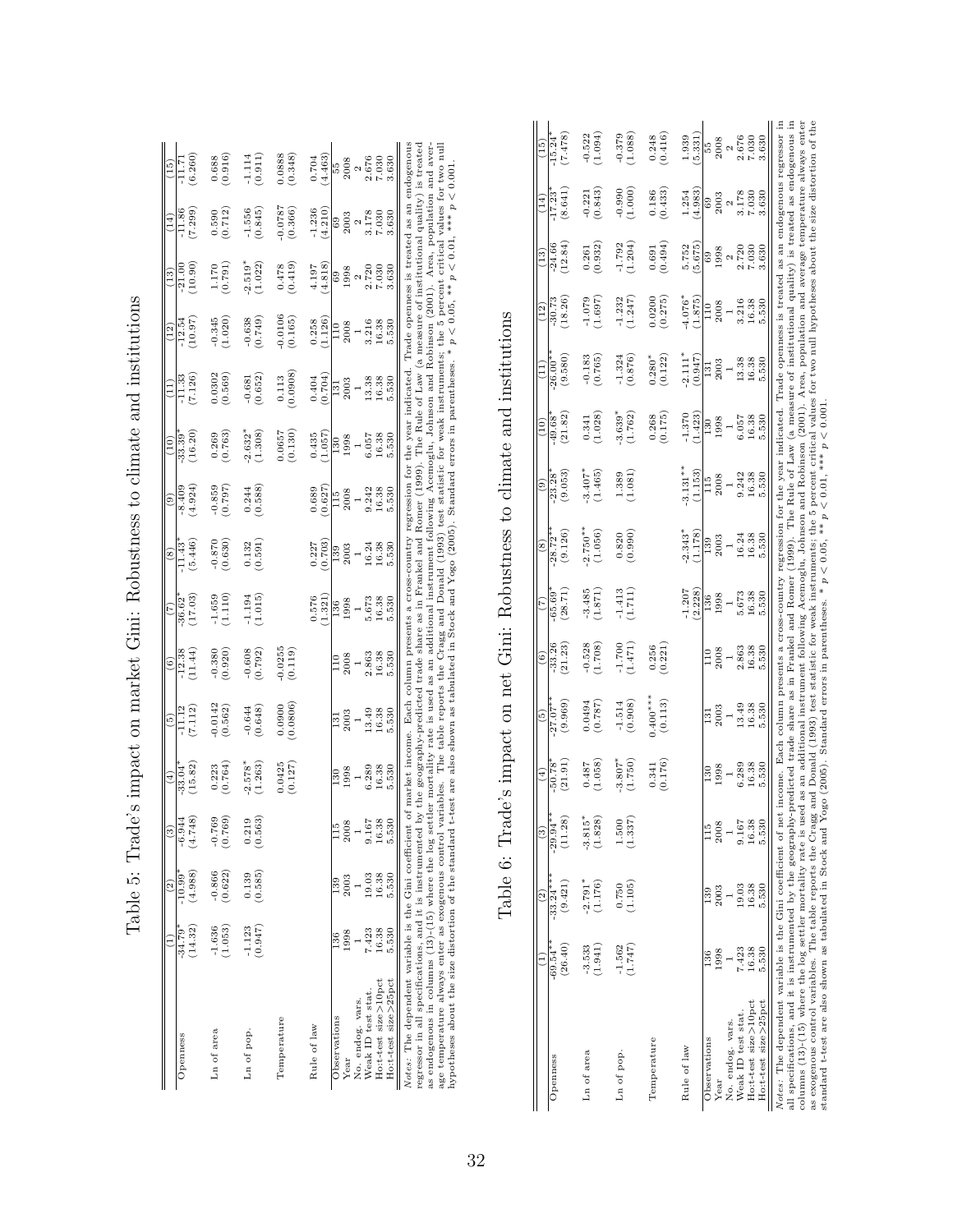Table 5: Trade's impact on market Gini: Robustness to climate and institutions

| | (1) | (2) | (3) | (4) | (5) | (6) | (7) | (8) | (9) | (10) | (11) | (12) | (13) | (14) | (15) |
|---|---|---|---|---|---|---|---|---|---|---|---|---|---|---|---|
| Openness | -34.79* | -10.99* | -6.944 | -33.04* | -11.12 | -12.38 | -36.62* | -11.43* | -8.409 | -33.39* | -11.33 | -12.54 | -21.00 | -11.86 | -11.71 |
| | (14.32) | (4.988) | (4.748) | (15.82) | (7.112) | (11.44) | (17.03) | (5.446) | (4.924) | (16.20) | (7.126) | (10.97) | (10.90) | (7.299) | (6.260) |
| Ln of area | -1.636 | -0.866 | -0.769 | 0.223 | -0.0142 | -0.380 | -1.659 | -0.870 | -0.859 | 0.269 | 0.0302 | -0.345 | 1.170 | 0.590 | 0.688 |
| | (1.053) | (0.622) | (0.769) | (0.764) | (0.562) | (0.920) | (1.110) | (0.630) | (0.797) | (0.763) | (0.569) | (1.020) | (0.791) | (0.712) | (0.916) |
| Ln of pop. | -1.123 | 0.139 | 0.219 | -2.578* | -0.644 | -0.608 | -1.194 | 0.132 | 0.244 | -2.632* | -0.681 | -0.638 | -2.519* | -1.556 | -1.114 |
| | (0.947) | (0.585) | (0.563) | (1.263) | (0.648) | (0.792) | (1.015) | (0.591) | (0.588) | (1.308) | (0.652) | (0.749) | (1.022) | (0.845) | (0.911) |
| Temperature | | | | 0.0425 | 0.0900 | -0.0255 | | | | 0.0657 | 0.113 | -0.0106 | 0.478 | -0.0787 | 0.0888 |
| | | | | (0.127) | (0.0806) | (0.119) | | | | (0.130) | (0.0908) | (0.165) | (0.419) | (0.366) | (0.348) |
| Rule of law | | | | | | | 0.576 | 0.227 | 0.689 | 0.435 | 0.404 | 0.258 | 4.197 | -1.236 | 0.704 |
| | | | | | | | (1.321) | (0.703) | (0.627) | (1.057) | (0.704) | (1.126) | (4.818) | (4.210) | (4.463) |
| Observations | 136 | 139 | 115 | 130 | 131 | 110 | 136 | 139 | 115 | 130 | 131 | 110 | 69 | 69 | 55 |
| Year | 1998 | 2003 | 2008 | 1998 | 2003 | 2008 | 1998 | 2003 | 2008 | 1998 | 2003 | 2008 | 1998 | 2003 | 2008 |
| No. endog. vars. | 1 | 1 | 1 | 1 | 1 | 1 | 1 | 1 | 1 | 1 | 1 | 1 | 2 | 2 | 2 |
| Weak ID test stat. | 7.423 | 19.03 | 9.167 | 6.289 | 13.49 | 2.863 | 5.673 | 16.24 | 9.242 | 6.057 | 13.38 | 3.216 | 2.720 | 3.178 | 2.676 |
| Hot-test size>10pct | 16.38 | 16.38 | 16.38 | 16.38 | 16.38 | 16.38 | 16.38 | 16.38 | 16.38 | 16.38 | 16.38 | 16.38 | 7.030 | 7.030 | 7.030 |
| Hot-test size>25pct | 5.530 | 5.530 | 5.530 | 5.530 | 5.530 | 5.530 | 5.530 | 5.530 | 5.530 | 5.530 | 5.530 | 5.530 | 3.630 | 3.630 | 3.630 |

*Notes:* The dependent variable is the Gini coefficient of market income. Each column presents a cross-country regression for the year indicated. Trade openness is treated as an endogenous regressor in all specifications, and it is instrumented by the geography-predicted trade share as in Frankel and Romer (1999). The Rule of Law (a measure of institutional quality) is treated as endogenous in columns (13)-(15) where the log settler mortality rate is used as an additional instrument following Acemoglu, Johnson and Robinson (2001). Area, population and average temperature always enter as exogenous control variables. The table reports the Cragg and Donald (1993) test statistic for weak instruments; the 5 percent critical values for two null hypotheses about the size distortion of the standard t-test are also shown as tabulated in Stock and Yogo (2005). Standard errors in parentheses. * $p < 0.05$, ** $p < 0.01$, *** $p < 0.001$.

Table 6: Trade's impact on net Gini: Robustness to climate and institutions

| | (1) | (2) | (3) | (4) | (5) | (6) | (7) | (8) | (9) | (10) | (11) | (12) | (13) | (14) | (15) |
|---|---|---|---|---|---|---|---|---|---|---|---|---|---|---|---|
| Openness | -69.54** | -33.24*** | -29.94** | -50.78* | -27.07** | -33.26 | -65.69* | -28.72** | -23.28* | -49.68* | -26.00** | -30.73 | -24.66 | -17.23* | -15.24* |
| | (26.40) | (9.421) | (11.28) | (21.91) | (9.969) | (21.23) | (28.71) | (9.126) | (9.053) | (21.82) | (9.580) | (18.26) | (12.84) | (8.641) | (7.478) |
| Ln of area | -3.533 | -2.791* | -3.815* | 0.487 | 0.0494 | -0.528 | -3.485 | -2.750** | -3.407* | 0.341 | -0.183 | -1.079 | 0.261 | -0.221 | -0.522 |
| | (1.941) | (1.176) | (1.828) | (1.058) | (0.787) | (1.708) | (1.871) | (1.056) | (1.465) | (1.028) | (0.765) | (1.697) | (0.932) | (0.843) | (1.094) |
| Ln of pop. | -1.562 | 0.750 | 1.500 | -3.807* | -1.514 | -1.700 | -1.413 | 0.820 | 1.389 | -3.639* | -1.324 | -1.232 | -1.792 | -0.990 | -0.379 |
| | (1.747) | (1.105) | (1.337) | (1.750) | (0.908) | (1.471) | (1.711) | (0.990) | (1.081) | (1.762) | (0.876) | (1.247) | (1.204) | (1.000) | (1.088) |
| Temperature | | | | 0.341 | 0.400*** | 0.256 | | | | 0.268 | 0.280* | 0.0200 | 0.691 | 0.186 | 0.248 |
| | | | | (0.176) | (0.113) | (0.221) | | | | (0.175) | (0.122) | (0.275) | (0.494) | (0.433) | (0.416) |
| Rule of law | | | | | | | -1.207 | -2.343* | -3.131** | -1.370 | -2.111* | -4.076* | 5.752 | 1.254 | 1.939 |
| | | | | | | | (2.228) | (1.178) | (1.153) | (1.423) | (0.947) | (1.875) | (5.675) | (4.983) | (5.331) |
| Observations | 136 | 139 | 115 | 130 | 131 | 110 | 136 | 139 | 115 | 130 | 131 | 110 | 69 | 69 | 55 |
| Year | 1998 | 2003 | 2008 | 1998 | 2003 | 2008 | 1998 | 2003 | 2008 | 1998 | 2003 | 2008 | 1998 | 2003 | 2008 |
| No. endog. vars. | 1 | 1 | 1 | 1 | 1 | 1 | 1 | 1 | 1 | 1 | 1 | 1 | 2 | 2 | 2 |
| Weak ID test stat. | 7.423 | 19.03 | 9.167 | 6.289 | 13.49 | 2.863 | 5.673 | 16.24 | 9.242 | 6.057 | 13.38 | 3.216 | 2.720 | 3.178 | 2.676 |
| Hot-test size>10pct | 16.38 | 16.38 | 16.38 | 16.38 | 16.38 | 16.38 | 16.38 | 16.38 | 16.38 | 16.38 | 16.38 | 16.38 | 7.030 | 7.030 | 7.030 |
| Hot-test size>25pct | 5.530 | 5.530 | 5.530 | 5.530 | 5.530 | 5.530 | 5.530 | 5.530 | 5.530 | 5.530 | 5.530 | 5.530 | 3.630 | 3.630 | 3.630 |

*Notes:* The dependent variable is the Gini coefficient of net income. Each column presents a cross-country regression for the year indicated. Trade openness is treated as an endogenous regressor in all specifications, and it is instrumented by the geography-predicted trade share as in Frankel and Romer (1999). The Rule of Law (a measure of institutional quality) is treated as endogenous in columns (13)-(15) where the log settler mortality rate is used as an additional instrument following Acemoglu, Johnson and Robinson (2001). Area, population and average temperature always enter as exogenous control variables. The table reports the Cragg and Donald (1993) test statistic for weak instruments; the 5 percent critical values for two null hypotheses about the size distortion of the standard t-test are also shown as tabulated in Stock and Yogo (2005). Standard errors in parentheses. * $p < 0.05$, ** $p < 0.01$, *** $p < 0.001$.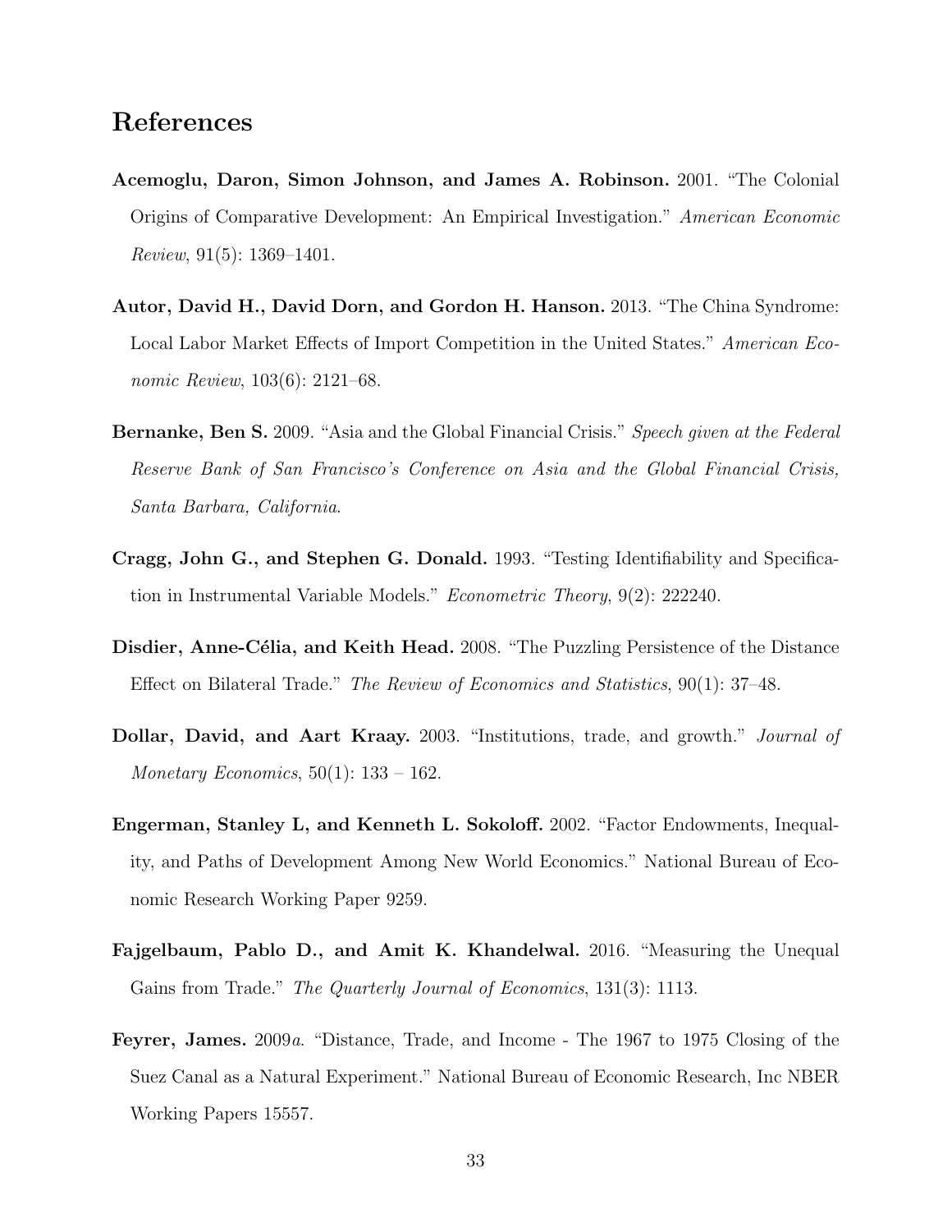## References

**Acemoglu, Daron, Simon Johnson, and James A. Robinson.** 2001. "The Colonial Origins of Comparative Development: An Empirical Investigation." *American Economic Review*, 91(5): 1369–1401.

**Autor, David H., David Dorn, and Gordon H. Hanson.** 2013. "The China Syndrome: Local Labor Market Effects of Import Competition in the United States." *American Economic Review*, 103(6): 2121–68.

**Bernanke, Ben S.** 2009. "Asia and the Global Financial Crisis." *Speech given at the Federal Reserve Bank of San Francisco's Conference on Asia and the Global Financial Crisis, Santa Barbara, California*.

**Cragg, John G., and Stephen G. Donald.** 1993. "Testing Identifiability and Specification in Instrumental Variable Models." *Econometric Theory*, 9(2): 222240.

**Disdier, Anne-Célia, and Keith Head.** 2008. "The Puzzling Persistence of the Distance Effect on Bilateral Trade." *The Review of Economics and Statistics*, 90(1): 37–48.

**Dollar, David, and Aart Kraay.** 2003. "Institutions, trade, and growth." *Journal of Monetary Economics*, 50(1): 133 – 162.

**Engerman, Stanley L, and Kenneth L. Sokoloff.** 2002. "Factor Endowments, Inequality, and Paths of Development Among New World Economics." National Bureau of Economic Research Working Paper 9259.

**Fajgelbaum, Pablo D., and Amit K. Khandelwal.** 2016. "Measuring the Unequal Gains from Trade." *The Quarterly Journal of Economics*, 131(3): 1113.

**Feyrer, James.** 2009*a*. "Distance, Trade, and Income - The 1967 to 1975 Closing of the Suez Canal as a Natural Experiment." National Bureau of Economic Research, Inc NBER Working Papers 15557.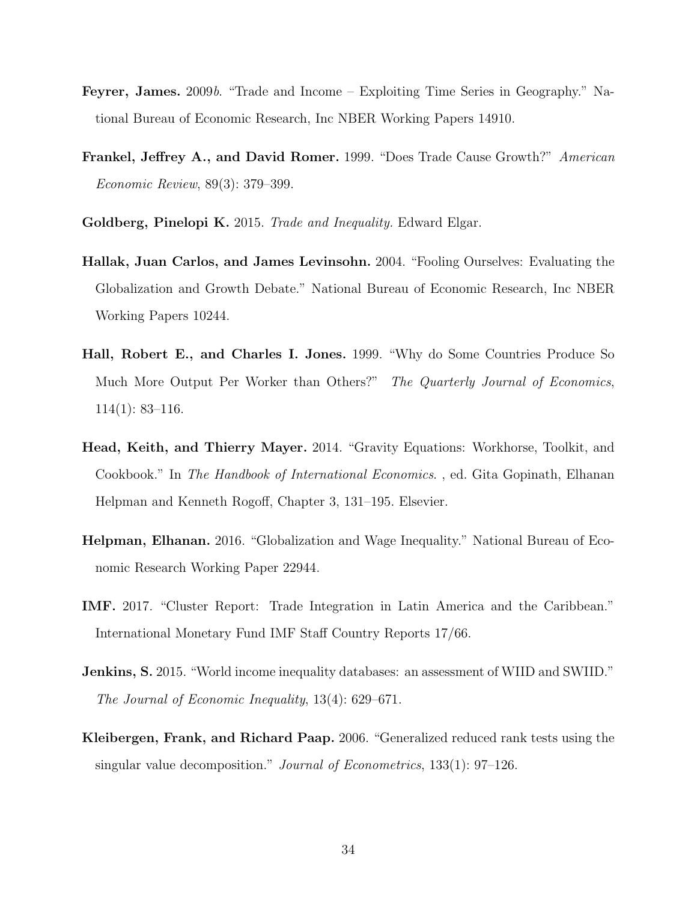**Feyrer, James.** 2009*b*. "Trade and Income – Exploiting Time Series in Geography." National Bureau of Economic Research, Inc NBER Working Papers 14910.

**Frankel, Jeffrey A., and David Romer.** 1999. "Does Trade Cause Growth?" *American Economic Review*, 89(3): 379–399.

**Goldberg, Pinelopi K.** 2015. *Trade and Inequality.* Edward Elgar.

**Hallak, Juan Carlos, and James Levinsohn.** 2004. "Fooling Ourselves: Evaluating the Globalization and Growth Debate." National Bureau of Economic Research, Inc NBER Working Papers 10244.

**Hall, Robert E., and Charles I. Jones.** 1999. "Why do Some Countries Produce So Much More Output Per Worker than Others?" *The Quarterly Journal of Economics*, 114(1): 83–116.

**Head, Keith, and Thierry Mayer.** 2014. "Gravity Equations: Workhorse, Toolkit, and Cookbook." In *The Handbook of International Economics.* , ed. Gita Gopinath, Elhanan Helpman and Kenneth Rogoff, Chapter 3, 131–195. Elsevier.

**Helpman, Elhanan.** 2016. "Globalization and Wage Inequality." National Bureau of Economic Research Working Paper 22944.

**IMF.** 2017. "Cluster Report: Trade Integration in Latin America and the Caribbean." International Monetary Fund IMF Staff Country Reports 17/66.

**Jenkins, S.** 2015. "World income inequality databases: an assessment of WIID and SWIID." *The Journal of Economic Inequality*, 13(4): 629–671.

**Kleibergen, Frank, and Richard Paap.** 2006. "Generalized reduced rank tests using the singular value decomposition." *Journal of Econometrics*, 133(1): 97–126.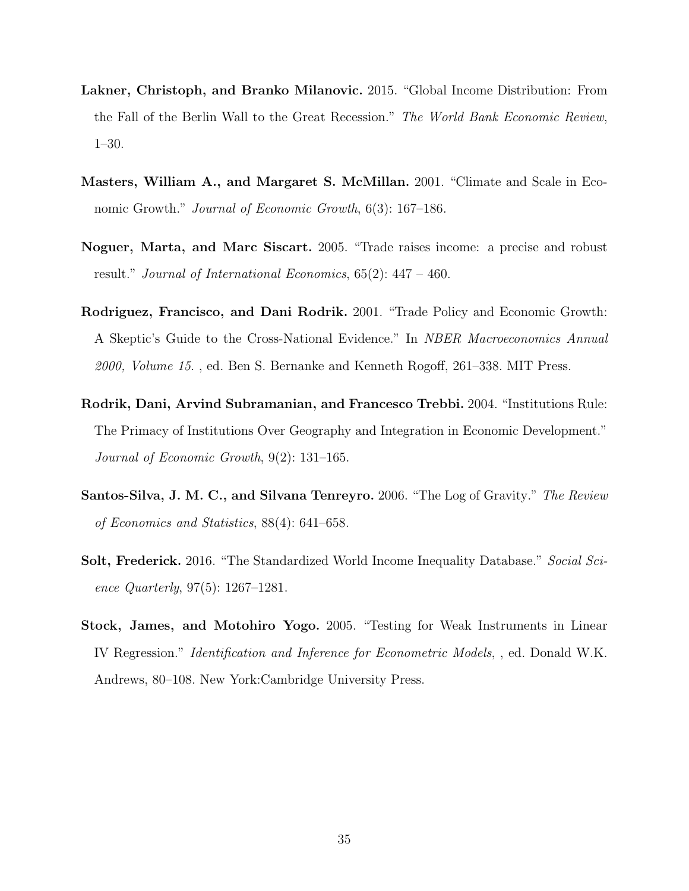**Lakner, Christoph, and Branko Milanovic.** 2015. "Global Income Distribution: From the Fall of the Berlin Wall to the Great Recession." *The World Bank Economic Review*, 1–30.

**Masters, William A., and Margaret S. McMillan.** 2001. "Climate and Scale in Economic Growth." *Journal of Economic Growth*, 6(3): 167–186.

**Noguer, Marta, and Marc Siscart.** 2005. "Trade raises income: a precise and robust result." *Journal of International Economics*, 65(2): 447 – 460.

**Rodriguez, Francisco, and Dani Rodrik.** 2001. "Trade Policy and Economic Growth: A Skeptic's Guide to the Cross-National Evidence." In *NBER Macroeconomics Annual 2000, Volume 15.* , ed. Ben S. Bernanke and Kenneth Rogoff, 261–338. MIT Press.

**Rodrik, Dani, Arvind Subramanian, and Francesco Trebbi.** 2004. "Institutions Rule: The Primacy of Institutions Over Geography and Integration in Economic Development." *Journal of Economic Growth*, 9(2): 131–165.

**Santos-Silva, J. M. C., and Silvana Tenreyro.** 2006. "The Log of Gravity." *The Review of Economics and Statistics*, 88(4): 641–658.

**Solt, Frederick.** 2016. "The Standardized World Income Inequality Database." *Social Science Quarterly*, 97(5): 1267–1281.

**Stock, James, and Motohiro Yogo.** 2005. "Testing for Weak Instruments in Linear IV Regression." *Identification and Inference for Econometric Models*, , ed. Donald W.K. Andrews, 80–108. New York:Cambridge University Press.